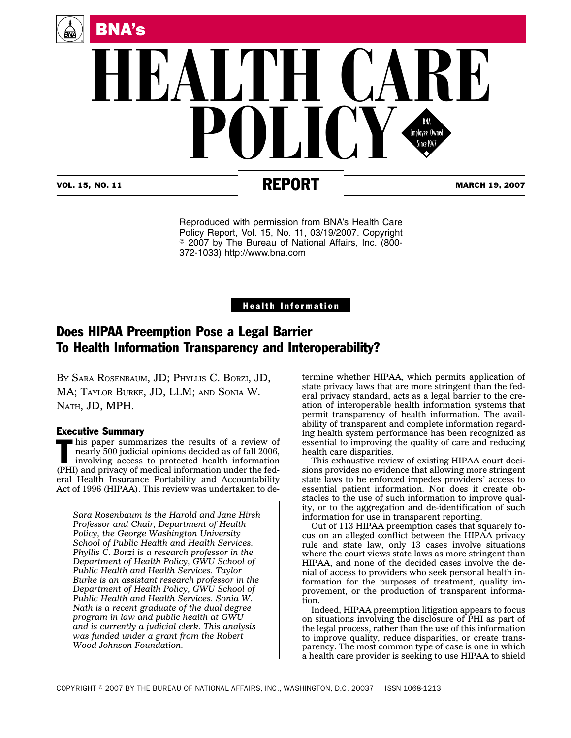# BNA's HEALTH CARE POLICY REPORT

VOL. 15, NO. 11 — MARCH 19, 2007

Reproduced with permission from BNA's Health Care Policy Report, Vol. 15, No. 11, 03/19/2007. Copyright © 2007 by The Bureau of National Affairs, Inc. (800-372-1033) http://www.bna.com

**Health Information**

## Does HIPAA Preemption Pose a Legal Barrier To Health Information Transparency and Interoperability?

BY SARA ROSENBAUM, JD; PHYLLIS C. BORZI, JD, MA; TAYLOR BURKE, JD, LLM; AND SONIA W. NATH, JD, MPH.

*Sara Rosenbaum is the Harold and Jane Hirsh Professor and Chair, Department of Health Policy, the George Washington University School of Public Health and Health Services. Phyllis C. Borzi is a research professor in the Department of Health Policy, GWU School of Public Health and Health Services. Taylor Burke is an assistant research professor in the Department of Health Policy, GWU School of Public Health and Health Services. Sonia W. Nath is a recent graduate of the dual degree program in law and public health at GWU and is currently a judicial clerk. This analysis was funded under a grant from the Robert Wood Johnson Foundation.*

### Executive Summary

This paper summarizes the results of a review of nearly 500 judicial opinions decided as of fall 2006, involving access to protected health information (PHI) and privacy of medical information under the federal Health Insurance Portability and Accountability Act of 1996 (HIPAA). This review was undertaken to determine whether HIPAA, which permits application of state privacy laws that are more stringent than the federal privacy standard, acts as a legal barrier to the creation of interoperable health information systems that permit transparency of health information. The availability of transparent and complete information regarding health system performance has been recognized as essential to improving the quality of care and reducing health care disparities.

This exhaustive review of existing HIPAA court decisions provides no evidence that allowing more stringent state laws to be enforced impedes providers' access to essential patient information. Nor does it create obstacles to the use of such information to improve quality, reduce disparities, or create transparency, or to the aggregation and de-identification of such information for use in transparent reporting.

Out of 113 HIPAA preemption cases that squarely focus on an alleged conflict between the HIPAA privacy rule and state law, only 13 cases involve situations where the court views state laws as more stringent than HIPAA, and none of the decided cases involve the denial of access to providers who seek personal health information for the purposes of treatment, quality improvement, or the production of transparent information.

Indeed, HIPAA preemption litigation appears to focus on situations involving the disclosure of PHI as part of the legal process, rather than the use of this information to improve quality, reduce disparities, or create transparency. The most common type of case is one in which a health care provider is seeking to use HIPAA to shield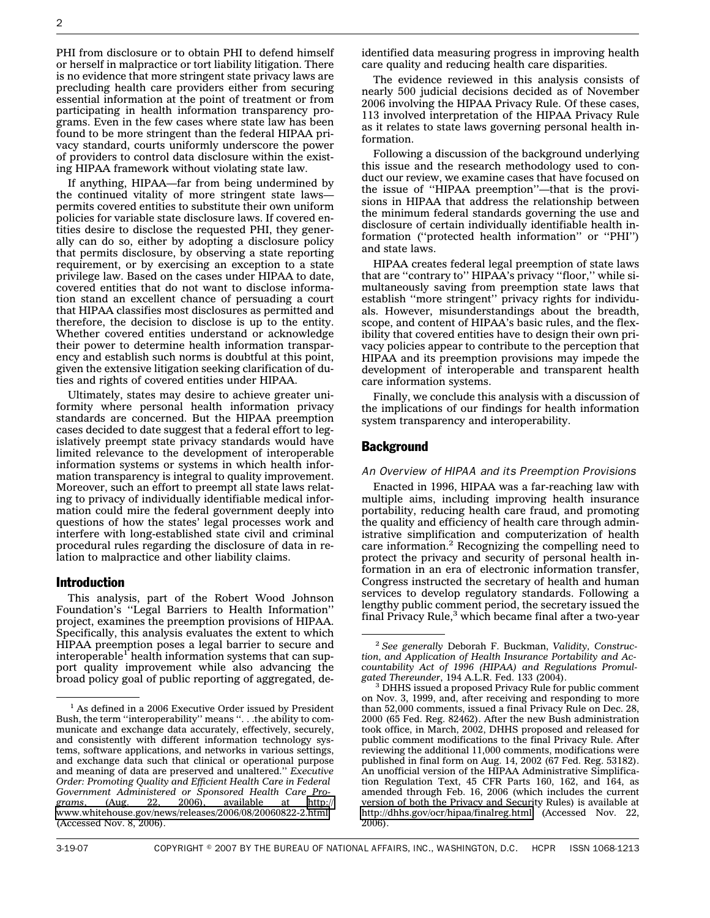PHI from disclosure or to obtain PHI to defend himself or herself in malpractice or tort liability litigation. There is no evidence that more stringent state privacy laws are precluding health care providers either from securing essential information at the point of treatment or from participating in health information transparency programs. Even in the few cases where state law has been found to be more stringent than the federal HIPAA privacy standard, courts uniformly underscore the power of providers to control data disclosure within the existing HIPAA framework without violating state law.

If anything, HIPAA—far from being undermined by the continued vitality of more stringent state laws—permits covered entities to substitute their own uniform policies for variable state disclosure laws. If covered entities desire to disclose the requested PHI, they generally can do so, either by adopting a disclosure policy that permits disclosure, by observing a state reporting requirement, or by exercising an exception to a state privilege law. Based on the cases under HIPAA to date, covered entities that do not want to disclose information stand an excellent chance of persuading a court that HIPAA classifies most disclosures as permitted and therefore, the decision to disclose is up to the entity. Whether covered entities understand or acknowledge their power to determine health information transparency and establish such norms is doubtful at this point, given the extensive litigation seeking clarification of duties and rights of covered entities under HIPAA.

Ultimately, states may desire to achieve greater uniformity where personal health information privacy standards are concerned. But the HIPAA preemption cases decided to date suggest that a federal effort to legislatively preempt state privacy standards would have limited relevance to the development of interoperable information systems or systems in which health information transparency is integral to quality improvement. Moreover, such an effort to preempt all state laws relating to privacy of individually identifiable medical information could mire the federal government deeply into questions of how the states' legal processes work and interfere with long-established state civil and criminal procedural rules regarding the disclosure of data in relation to malpractice and other liability claims.

## Introduction

This analysis, part of the Robert Wood Johnson Foundation's ''Legal Barriers to Health Information'' project, examines the preemption provisions of HIPAA. Specifically, this analysis evaluates the extent to which HIPAA preemption poses a legal barrier to secure and interoperable[1] health information systems that can support quality improvement while also advancing the broad policy goal of public reporting of aggregated, de-identified data measuring progress in improving health care quality and reducing health care disparities.

The evidence reviewed in this analysis consists of nearly 500 judicial decisions decided as of November 2006 involving the HIPAA Privacy Rule. Of these cases, 113 involved interpretation of the HIPAA Privacy Rule as it relates to state laws governing personal health information.

Following a discussion of the background underlying this issue and the research methodology used to conduct our review, we examine cases that have focused on the issue of ''HIPAA preemption''—that is the provisions in HIPAA that address the relationship between the minimum federal standards governing the use and disclosure of certain individually identifiable health information (''protected health information'' or ''PHI'') and state laws.

HIPAA creates federal legal preemption of state laws that are ''contrary to'' HIPAA's privacy ''floor,'' while simultaneously saving from preemption state laws that establish ''more stringent'' privacy rights for individuals. However, misunderstandings about the breadth, scope, and content of HIPAA's basic rules, and the flexibility that covered entities have to design their own privacy policies appear to contribute to the perception that HIPAA and its preemption provisions may impede the development of interoperable and transparent health care information systems.

Finally, we conclude this analysis with a discussion of the implications of our findings for health information system transparency and interoperability.

## Background

### *An Overview of HIPAA and its Preemption Provisions*

Enacted in 1996, HIPAA was a far-reaching law with multiple aims, including improving health insurance portability, reducing health care fraud, and promoting the quality and efficiency of health care through administrative simplification and computerization of health care information.[2] Recognizing the compelling need to protect the privacy and security of personal health information in an era of electronic information transfer, Congress instructed the secretary of health and human services to develop regulatory standards. Following a lengthy public comment period, the secretary issued the final Privacy Rule,[3] which became final after a two-year

---

[1] As defined in a 2006 Executive Order issued by President Bush, the term ''interoperability'' means ''. . .the ability to communicate and exchange data accurately, effectively, securely, and consistently with different information technology systems, software applications, and networks in various settings, and exchange data such that clinical or operational purpose and meaning of data are preserved and unaltered.'' *Executive Order: Promoting Quality and Efficient Health Care in Federal Government Administered or Sponsored Health Care Programs*, (Aug. 22, 2006), available at http://www.whitehouse.gov/news/releases/2006/08/20060822-2.html (Accessed Nov. 8, 2006).

[2] *See generally* Deborah F. Buckman, *Validity, Construction, and Application of Health Insurance Portability and Accountability Act of 1996 (HIPAA) and Regulations Promulgated Thereunder*, 194 A.L.R. Fed. 133 (2004).

[3] DHHS issued a proposed Privacy Rule for public comment on Nov. 3, 1999, and, after receiving and responding to more than 52,000 comments, issued a final Privacy Rule on Dec. 28, 2000 (65 Fed. Reg. 82462). After the new Bush administration took office, in March, 2002, DHHS proposed and released for public comment modifications to the final Privacy Rule. After reviewing the additional 11,000 comments, modifications were published in final form on Aug. 14, 2002 (67 Fed. Reg. 53182). An unofficial version of the HIPAA Administrative Simplification Regulation Text, 45 CFR Parts 160, 162, and 164, as amended through Feb. 16, 2006 (which includes the current version of both the Privacy and Security Rules) is available at http://dhhs.gov/ocr/hipaa/finalreg.html (Accessed Nov. 22, 2006).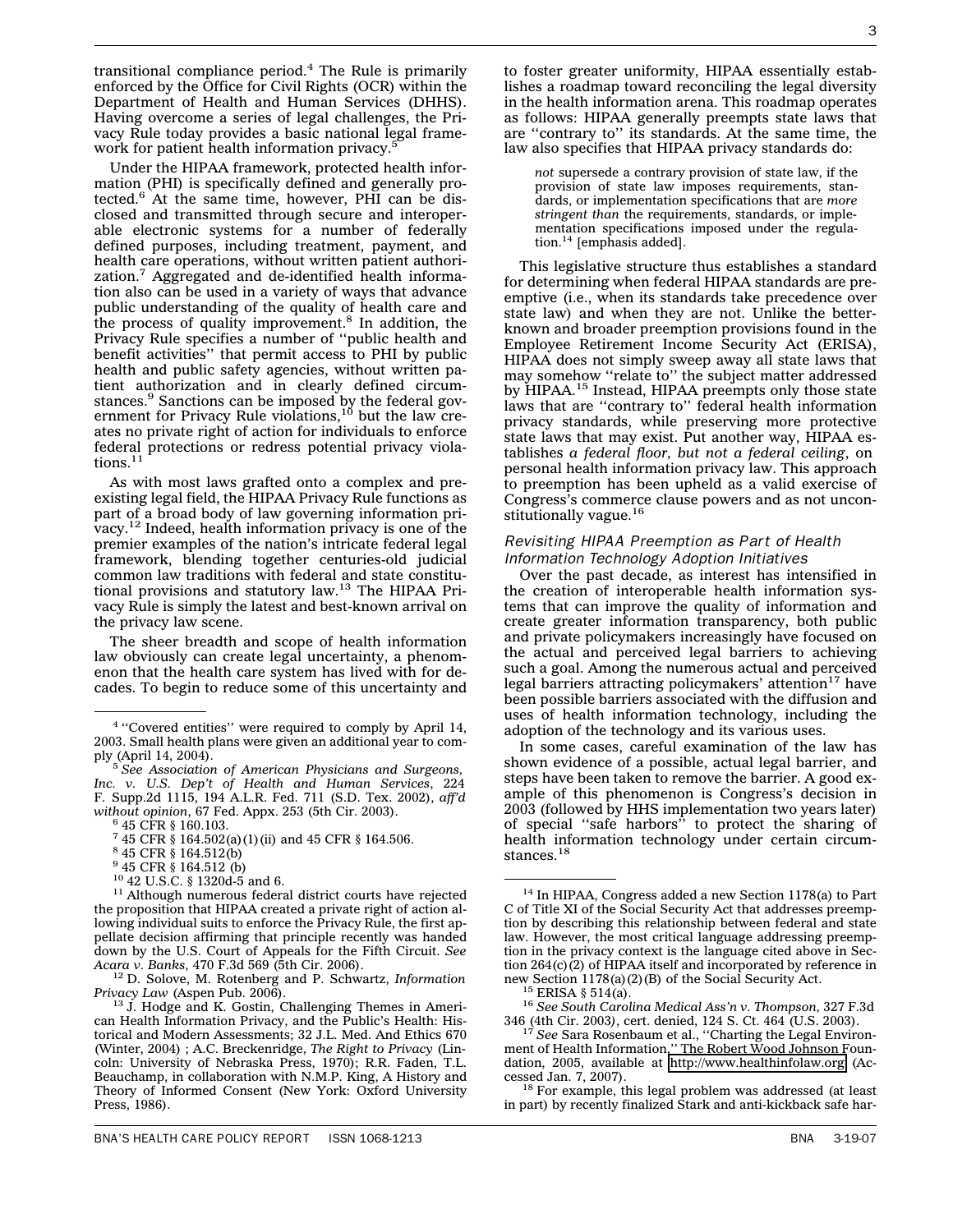transitional compliance period.[4] The Rule is primarily enforced by the Office for Civil Rights (OCR) within the Department of Health and Human Services (DHHS). Having overcome a series of legal challenges, the Privacy Rule today provides a basic national legal framework for patient health information privacy.[5]

Under the HIPAA framework, protected health information (PHI) is specifically defined and generally protected.[6] At the same time, however, PHI can be disclosed and transmitted through secure and interoperable electronic systems for a number of federally defined purposes, including treatment, payment, and health care operations, without written patient authorization.[7] Aggregated and de-identified health information also can be used in a variety of ways that advance public understanding of the quality of health care and the process of quality improvement.[8] In addition, the Privacy Rule specifies a number of ''public health and benefit activities'' that permit access to PHI by public health and public safety agencies, without written patient authorization and in clearly defined circumstances.[9] Sanctions can be imposed by the federal government for Privacy Rule violations,[10] but the law creates no private right of action for individuals to enforce federal protections or redress potential privacy violations.[11]

As with most laws grafted onto a complex and preexisting legal field, the HIPAA Privacy Rule functions as part of a broad body of law governing information privacy.[12] Indeed, health information privacy is one of the premier examples of the nation's intricate federal legal framework, blending together centuries-old judicial common law traditions with federal and state constitutional provisions and statutory law.[13] The HIPAA Privacy Rule is simply the latest and best-known arrival on the privacy law scene.

The sheer breadth and scope of health information law obviously can create legal uncertainty, a phenomenon that the health care system has lived with for decades. To begin to reduce some of this uncertainty and to foster greater uniformity, HIPAA essentially establishes a roadmap toward reconciling the legal diversity in the health information arena. This roadmap operates as follows: HIPAA generally preempts state laws that are ''contrary to'' its standards. At the same time, the law also specifies that HIPAA privacy standards do:

> *not* supersede a contrary provision of state law, if the provision of state law imposes requirements, standards, or implementation specifications that are *more stringent than* the requirements, standards, or implementation specifications imposed under the regulation.[14] [emphasis added].

This legislative structure thus establishes a standard for determining when federal HIPAA standards are preemptive (i.e., when its standards take precedence over state law) and when they are not. Unlike the better-known and broader preemption provisions found in the Employee Retirement Income Security Act (ERISA), HIPAA does not simply sweep away all state laws that may somehow ''relate to'' the subject matter addressed by HIPAA.[15] Instead, HIPAA preempts only those state laws that are ''contrary to'' federal health information privacy standards, while preserving more protective state laws that may exist. Put another way, HIPAA establishes *a federal floor, but not a federal ceiling*, on personal health information privacy law. This approach to preemption has been upheld as a valid exercise of Congress's commerce clause powers and as not unconstitutionally vague.[16]

### *Revisiting HIPAA Preemption as Part of Health Information Technology Adoption Initiatives*

Over the past decade, as interest has intensified in the creation of interoperable health information systems that can improve the quality of information and create greater information transparency, both public and private policymakers increasingly have focused on the actual and perceived legal barriers to achieving such a goal. Among the numerous actual and perceived legal barriers attracting policymakers' attention[17] have been possible barriers associated with the diffusion and uses of health information technology, including the adoption of the technology and its various uses.

In some cases, careful examination of the law has shown evidence of a possible, actual legal barrier, and steps have been taken to remove the barrier. A good example of this phenomenon is Congress's decision in 2003 (followed by HHS implementation two years later) of special ''safe harbors'' to protect the sharing of health information technology under certain circumstances.[18]

---

[4] ''Covered entities'' were required to comply by April 14, 2003. Small health plans were given an additional year to comply (April 14, 2004).

[5] *See Association of American Physicians and Surgeons, Inc. v. U.S. Dep't of Health and Human Services*, 224 F. Supp.2d 1115, 194 A.L.R. Fed. 711 (S.D. Tex. 2002), *aff'd without opinion*, 67 Fed. Appx. 253 (5th Cir. 2003).

[6] 45 CFR § 160.103.

[7] 45 CFR § 164.502(a)(1)(ii) and 45 CFR § 164.506.

[8] 45 CFR § 164.512(b)

[9] 45 CFR § 164.512 (b)

[10] 42 U.S.C. § 1320d-5 and 6.

[11] Although numerous federal district courts have rejected the proposition that HIPAA created a private right of action allowing individual suits to enforce the Privacy Rule, the first appellate decision affirming that principle recently was handed down by the U.S. Court of Appeals for the Fifth Circuit. *See Acara v. Banks*, 470 F.3d 569 (5th Cir. 2006).

[12] D. Solove, M. Rotenberg and P. Schwartz, *Information Privacy Law* (Aspen Pub. 2006).

[13] J. Hodge and K. Gostin, Challenging Themes in American Health Information Privacy, and the Public's Health: Historical and Modern Assessments; 32 J.L. Med. And Ethics 670 (Winter, 2004) ; A.C. Breckenridge, *The Right to Privacy* (Lincoln: University of Nebraska Press, 1970); R.R. Faden, T.L. Beauchamp, in collaboration with N.M.P. King, A History and Theory of Informed Consent (New York: Oxford University Press, 1986).

[14] In HIPAA, Congress added a new Section 1178(a) to Part C of Title XI of the Social Security Act that addresses preemption by describing this relationship between federal and state law. However, the most critical language addressing preemption in the privacy context is the language cited above in Section 264(c)(2) of HIPAA itself and incorporated by reference in new Section 1178(a)(2)(B) of the Social Security Act.

[15] ERISA § 514(a).

[16] *See South Carolina Medical Ass'n v. Thompson*, 327 F.3d 346 (4th Cir. 2003), cert. denied, 124 S. Ct. 464 (U.S. 2003).

[17] *See* Sara Rosenbaum et al., ''Charting the Legal Environment of Health Information,'' The Robert Wood Johnson Foundation, 2005, available at http://www.healthinfolaw.org (Accessed Jan. 7, 2007).

[18] For example, this legal problem was addressed (at least in part) by recently finalized Stark and anti-kickback safe har-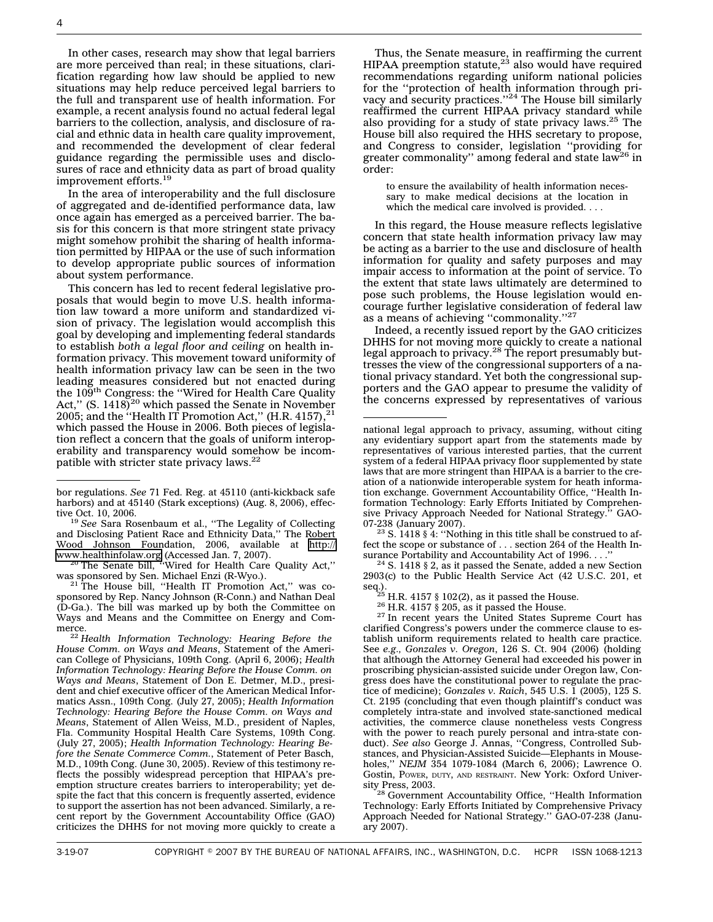In other cases, research may show that legal barriers are more perceived than real; in these situations, clarification regarding how law should be applied to new situations may help reduce perceived legal barriers to the full and transparent use of health information. For example, a recent analysis found no actual federal legal barriers to the collection, analysis, and disclosure of racial and ethnic data in health care quality improvement, and recommended the development of clear federal guidance regarding the permissible uses and disclosures of race and ethnicity data as part of broad quality improvement efforts.[19]

In the area of interoperability and the full disclosure of aggregated and de-identified performance data, law once again has emerged as a perceived barrier. The basis for this concern is that more stringent state privacy might somehow prohibit the sharing of health information permitted by HIPAA or the use of such information to develop appropriate public sources of information about system performance.

This concern has led to recent federal legislative proposals that would begin to move U.S. health information law toward a more uniform and standardized vision of privacy. The legislation would accomplish this goal by developing and implementing federal standards to establish *both a legal floor and ceiling* on health information privacy. This movement toward uniformity of health information privacy law can be seen in the two leading measures considered but not enacted during the 109th Congress: the ''Wired for Health Care Quality Act,'' (S. 1418)[20] which passed the Senate in November 2005; and the ''Health IT Promotion Act,'' (H.R. 4157),[21] which passed the House in 2006. Both pieces of legislation reflect a concern that the goals of uniform interoperability and transparency would somehow be incompatible with stricter state privacy laws.[22]

Thus, the Senate measure, in reaffirming the current HIPAA preemption statute,[23] also would have required recommendations regarding uniform national policies for the ''protection of health information through privacy and security practices.''[24] The House bill similarly reaffirmed the current HIPAA privacy standard while also providing for a study of state privacy laws.[25] The House bill also required the HHS secretary to propose, and Congress to consider, legislation ''providing for greater commonality'' among federal and state law[26] in order:

> to ensure the availability of health information necessary to make medical decisions at the location in which the medical care involved is provided. . . .

In this regard, the House measure reflects legislative concern that state health information privacy law may be acting as a barrier to the use and disclosure of health information for quality and safety purposes and may impair access to information at the point of service. To the extent that state laws ultimately are determined to pose such problems, the House legislation would encourage further legislative consideration of federal law as a means of achieving ''commonality.''[27]

Indeed, a recently issued report by the GAO criticizes DHHS for not moving more quickly to create a national legal approach to privacy.[28] The report presumably buttresses the view of the congressional supporters of a national privacy standard. Yet both the congressional supporters and the GAO appear to presume the validity of the concerns expressed by representatives of various

---

bor regulations. *See* 71 Fed. Reg. at 45110 (anti-kickback safe harbors) and at 45140 (Stark exceptions) (Aug. 8, 2006), effective Oct. 10, 2006.

[19] *See* Sara Rosenbaum et al., ''The Legality of Collecting and Disclosing Patient Race and Ethnicity Data,'' The Robert Wood Johnson Foundation, 2006, available at http://www.healthinfolaw.org (Accessed Jan. 7, 2007).

[20] The Senate bill, ''Wired for Health Care Quality Act,'' was sponsored by Sen. Michael Enzi (R-Wyo.).

[21] The House bill, ''Health IT Promotion Act,'' was cosponsored by Rep. Nancy Johnson (R-Conn.) and Nathan Deal (D-Ga.). The bill was marked up by both the Committee on Ways and Means and the Committee on Energy and Commerce.

[22] *Health Information Technology: Hearing Before the House Comm. on Ways and Means*, Statement of the American College of Physicians, 109th Cong. (April 6, 2006); *Health Information Technology: Hearing Before the House Comm. on Ways and Means*, Statement of Don E. Detmer, M.D., president and chief executive officer of the American Medical Informatics Assn., 109th Cong. (July 27, 2005); *Health Information Technology: Hearing Before the House Comm. on Ways and Means*, Statement of Allen Weiss, M.D., president of Naples, Fla. Community Hospital Health Care Systems, 109th Cong. (July 27, 2005); *Health Information Technology: Hearing Before the Senate Commerce Comm.*, Statement of Peter Basch, M.D., 109th Cong. (June 30, 2005). Review of this testimony reflects the possibly widespread perception that HIPAA's preemption structure creates barriers to interoperability; yet despite the fact that this concern is frequently asserted, evidence to support the assertion has not been advanced. Similarly, a recent report by the Government Accountability Office (GAO) criticizes the DHHS for not moving more quickly to create a national legal approach to privacy, assuming, without citing any evidentiary support apart from the statements made by representatives of various interested parties, that the current system of a federal HIPAA privacy floor supplemented by state laws that are more stringent than HIPAA is a barrier to the creation of a nationwide interoperable system for heath information exchange. Government Accountability Office, ''Health Information Technology: Early Efforts Initiated by Comprehensive Privacy Approach Needed for National Strategy.'' GAO-07-238 (January 2007).

[23] S. 1418 § 4: ''Nothing in this title shall be construed to affect the scope or substance of . . . section 264 of the Health Insurance Portability and Accountability Act of 1996. . . .''

[24] S. 1418 § 2, as it passed the Senate, added a new Section 2903(c) to the Public Health Service Act (42 U.S.C. 201, et seq.).

[25] H.R. 4157 § 102(2), as it passed the House.

[26] H.R. 4157 § 205, as it passed the House.

[27] In recent years the United States Supreme Court has clarified Congress's powers under the commerce clause to establish uniform requirements related to health care practice. See *e.g., Gonzales v. Oregon*, 126 S. Ct. 904 (2006) (holding that although the Attorney General had exceeded his power in proscribing physician-assisted suicide under Oregon law, Congress does have the constitutional power to regulate the practice of medicine); *Gonzales v. Raich*, 545 U.S. 1 (2005), 125 S. Ct. 2195 (concluding that even though plaintiff's conduct was completely intra-state and involved state-sanctioned medical activities, the commerce clause nonetheless vests Congress with the power to reach purely personal and intra-state conduct). *See also* George J. Annas, ''Congress, Controlled Substances, and Physician-Assisted Suicide—Elephants in Mouseholes,'' *NEJM* 354 1079-1084 (March 6, 2006); Lawrence O. Gostin, POWER, DUTY, AND RESTRAINT. New York: Oxford University Press, 2003.

[28] Government Accountability Office, ''Health Information Technology: Early Efforts Initiated by Comprehensive Privacy Approach Needed for National Strategy.'' GAO-07-238 (January 2007).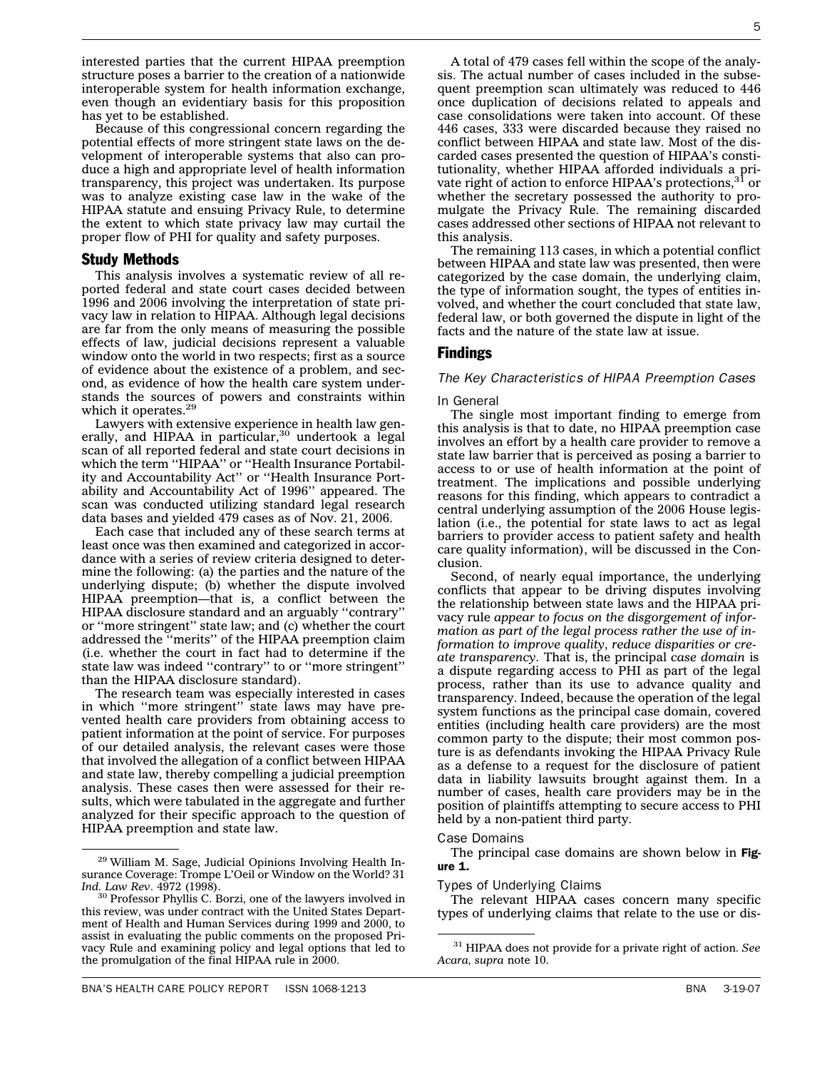interested parties that the current HIPAA preemption structure poses a barrier to the creation of a nationwide interoperable system for health information exchange, even though an evidentiary basis for this proposition has yet to be established.

Because of this congressional concern regarding the potential effects of more stringent state laws on the development of interoperable systems that also can produce a high and appropriate level of health information transparency, this project was undertaken. Its purpose was to analyze existing case law in the wake of the HIPAA statute and ensuing Privacy Rule, to determine the extent to which state privacy law may curtail the proper flow of PHI for quality and safety purposes.

## Study Methods

This analysis involves a systematic review of all reported federal and state court cases decided between 1996 and 2006 involving the interpretation of state privacy law in relation to HIPAA. Although legal decisions are far from the only means of measuring the possible effects of law, judicial decisions represent a valuable window onto the world in two respects; first as a source of evidence about the existence of a problem, and second, as evidence of how the health care system understands the sources of powers and constraints within which it operates.[29]

Lawyers with extensive experience in health law generally, and HIPAA in particular,[30] undertook a legal scan of all reported federal and state court decisions in which the term ''HIPAA'' or ''Health Insurance Portability and Accountability Act'' or ''Health Insurance Portability and Accountability Act of 1996'' appeared. The scan was conducted utilizing standard legal research data bases and yielded 479 cases as of Nov. 21, 2006.

Each case that included any of these search terms at least once was then examined and categorized in accordance with a series of review criteria designed to determine the following: (a) the parties and the nature of the underlying dispute; (b) whether the dispute involved HIPAA preemption—that is, a conflict between the HIPAA disclosure standard and an arguably ''contrary'' or ''more stringent'' state law; and (c) whether the court addressed the ''merits'' of the HIPAA preemption claim (i.e. whether the court in fact had to determine if the state law was indeed ''contrary'' to or ''more stringent'' than the HIPAA disclosure standard).

The research team was especially interested in cases in which ''more stringent'' state laws may have prevented health care providers from obtaining access to patient information at the point of service. For purposes of our detailed analysis, the relevant cases were those that involved the allegation of a conflict between HIPAA and state law, thereby compelling a judicial preemption analysis. These cases then were assessed for their results, which were tabulated in the aggregate and further analyzed for their specific approach to the question of HIPAA preemption and state law.

A total of 479 cases fell within the scope of the analysis. The actual number of cases included in the subsequent preemption scan ultimately was reduced to 446 once duplication of decisions related to appeals and case consolidations were taken into account. Of these 446 cases, 333 were discarded because they raised no conflict between HIPAA and state law. Most of the discarded cases presented the question of HIPAA's constitutionality, whether HIPAA afforded individuals a private right of action to enforce HIPAA's protections,[31] or whether the secretary possessed the authority to promulgate the Privacy Rule. The remaining discarded cases addressed other sections of HIPAA not relevant to this analysis.

The remaining 113 cases, in which a potential conflict between HIPAA and state law was presented, then were categorized by the case domain, the underlying claim, the type of information sought, the types of entities involved, and whether the court concluded that state law, federal law, or both governed the dispute in light of the facts and the nature of the state law at issue.

## Findings

### *The Key Characteristics of HIPAA Preemption Cases*

#### In General

The single most important finding to emerge from this analysis is that to date, no HIPAA preemption case involves an effort by a health care provider to remove a state law barrier that is perceived as posing a barrier to access to or use of health information at the point of treatment. The implications and possible underlying reasons for this finding, which appears to contradict a central underlying assumption of the 2006 House legislation (i.e., the potential for state laws to act as legal barriers to provider access to patient safety and health care quality information), will be discussed in the Conclusion.

Second, of nearly equal importance, the underlying conflicts that appear to be driving disputes involving the relationship between state laws and the HIPAA privacy rule *appear to focus on the disgorgement of information as part of the legal process rather the use of information to improve quality, reduce disparities or create transparency*. That is, the principal *case domain* is a dispute regarding access to PHI as part of the legal process, rather than its use to advance quality and transparency. Indeed, because the operation of the legal system functions as the principal case domain, covered entities (including health care providers) are the most common party to the dispute; their most common posture is as defendants invoking the HIPAA Privacy Rule as a defense to a request for the disclosure of patient data in liability lawsuits brought against them. In a number of cases, health care providers may be in the position of plaintiffs attempting to secure access to PHI held by a non-patient third party.

#### Case Domains

The principal case domains are shown below in **Figure 1.**

#### Types of Underlying Claims

The relevant HIPAA cases concern many specific types of underlying claims that relate to the use or dis-

---

[29] William M. Sage, Judicial Opinions Involving Health Insurance Coverage: Trompe L'Oeil or Window on the World? 31 *Ind. Law Rev*. 4972 (1998).

[30] Professor Phyllis C. Borzi, one of the lawyers involved in this review, was under contract with the United States Department of Health and Human Services during 1999 and 2000, to assist in evaluating the public comments on the proposed Privacy Rule and examining policy and legal options that led to the promulgation of the final HIPAA rule in 2000.

[31] HIPAA does not provide for a private right of action. *See Acara, supra* note 10.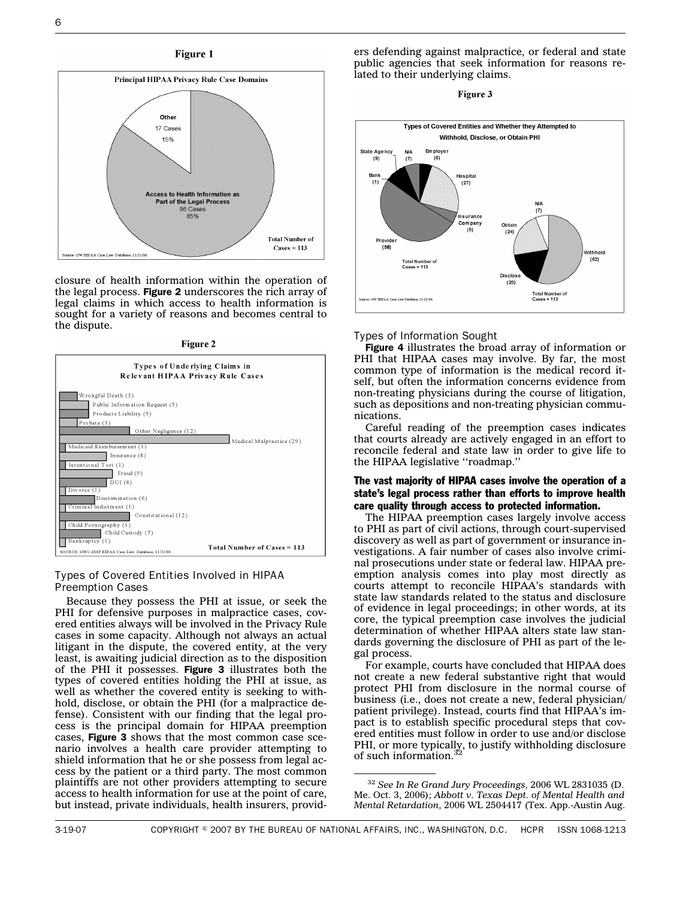**Figure 1**

**Principal HIPAA Privacy Rule Case Domains**

| Domain | Cases | Percent |
|---|---|---|
| Access to Health Information as Part of the Legal Process | 96 Cases | 85% |
| Other | 17 Cases | 15% |

Total Number of Cases = 113

Source: GW HIPAA Case Law Database, 11/21/06

closure of health information within the operation of the legal process. **Figure 2** underscores the rich array of legal claims in which access to health information is sought for a variety of reasons and becomes central to the dispute.

**Figure 2**

**Types of Underlying Claims in Relevant HIPAA Privacy Rule Cases**

| Claim | Cases |
|---|---|
| Wrongful Death | 3 |
| Public Information Request | 5 |
| Products Liability | 5 |
| Probate | 3 |
| Other Negligence | 12 |
| Medical Malpractice | 29 |
| Medicaid Reimbursement | 1 |
| Insurance | 8 |
| Intentional Tort | 1 |
| Fraud | 9 |
| DUI | 8 |
| Divorce | 1 |
| Discrimination | 6 |
| Criminal Indictment | 1 |
| Constitutional | 12 |
| Child Pornography | 1 |
| Child Custody | 7 |
| Bankruptcy | 1 |

Total Number of Cases = 113

SOURCE: GWU-DHP HIPAA Case Law Database, 11/21/06

### Types of Covered Entities Involved in HIPAA Preemption Cases

Because they possess the PHI at issue, or seek the PHI for defensive purposes in malpractice cases, covered entities always will be involved in the Privacy Rule cases in some capacity. Although not always an actual litigant in the dispute, the covered entity, at the very least, is awaiting judicial direction as to the disposition of the PHI it possesses. **Figure 3** illustrates both the types of covered entities holding the PHI at issue, as well as whether the covered entity is seeking to withhold, disclose, or obtain the PHI (for a malpractice defense). Consistent with our finding that the legal process is the principal domain for HIPAA preemption cases, **Figure 3** shows that the most common case scenario involves a health care provider attempting to shield information that he or she possess from legal access by the patient or a third party. The most common plaintiffs are not other providers attempting to secure access to health information for use at the point of care, but instead, private individuals, health insurers, providers defending against malpractice, or federal and state public agencies that seek information for reasons related to their underlying claims.

**Figure 3**

**Types of Covered Entities and Whether they Attempted to Withhold, Disclose, or Obtain PHI**

| Covered Entity | Cases |
|---|---|
| Provider | 58 |
| Hospital | 27 |
| State Agency | 9 |
| N/A | 7 |
| Employer | 6 |
| Insurance Company | 5 |
| Bank | 1 |

Total Number of Cases = 113

| Action | Cases |
|---|---|
| Withhold | 62 |
| Obtain | 24 |
| Disclose | 20 |
| N/A | 7 |

Total Number of Cases = 113

Source: GW HIPAA Case Law Database, 11/21/06

### Types of Information Sought

**Figure 4** illustrates the broad array of information or PHI that HIPAA cases may involve. By far, the most common type of information is the medical record itself, but often the information concerns evidence from non-treating physicians during the course of litigation, such as depositions and non-treating physician communications.

Careful reading of the preemption cases indicates that courts already are actively engaged in an effort to reconcile federal and state law in order to give life to the HIPAA legislative ''roadmap.''

### The vast majority of HIPAA cases involve the operation of a state's legal process rather than efforts to improve health care quality through access to protected information.

The HIPAA preemption cases largely involve access to PHI as part of civil actions, through court-supervised discovery as well as part of government or insurance investigations. A fair number of cases also involve criminal prosecutions under state or federal law. HIPAA preemption analysis comes into play most directly as courts attempt to reconcile HIPAA's standards with state law standards related to the status and disclosure of evidence in legal proceedings; in other words, at its core, the typical preemption case involves the judicial determination of whether HIPAA alters state law standards governing the disclosure of PHI as part of the legal process.

For example, courts have concluded that HIPAA does not create a new federal substantive right that would protect PHI from disclosure in the normal course of business (i.e., does not create a new, federal physician/patient privilege). Instead, courts find that HIPAA's impact is to establish specific procedural steps that covered entities must follow in order to use and/or disclose PHI, or more typically, to justify withholding disclosure of such information.[32]

---

[32] *See In Re Grand Jury Proceedings*, 2006 WL 2831035 (D. Me. Oct. 3, 2006); *Abbott v. Texas Dept. of Mental Health and Mental Retardation*, 2006 WL 2504417 (Tex. App.-Austin Aug.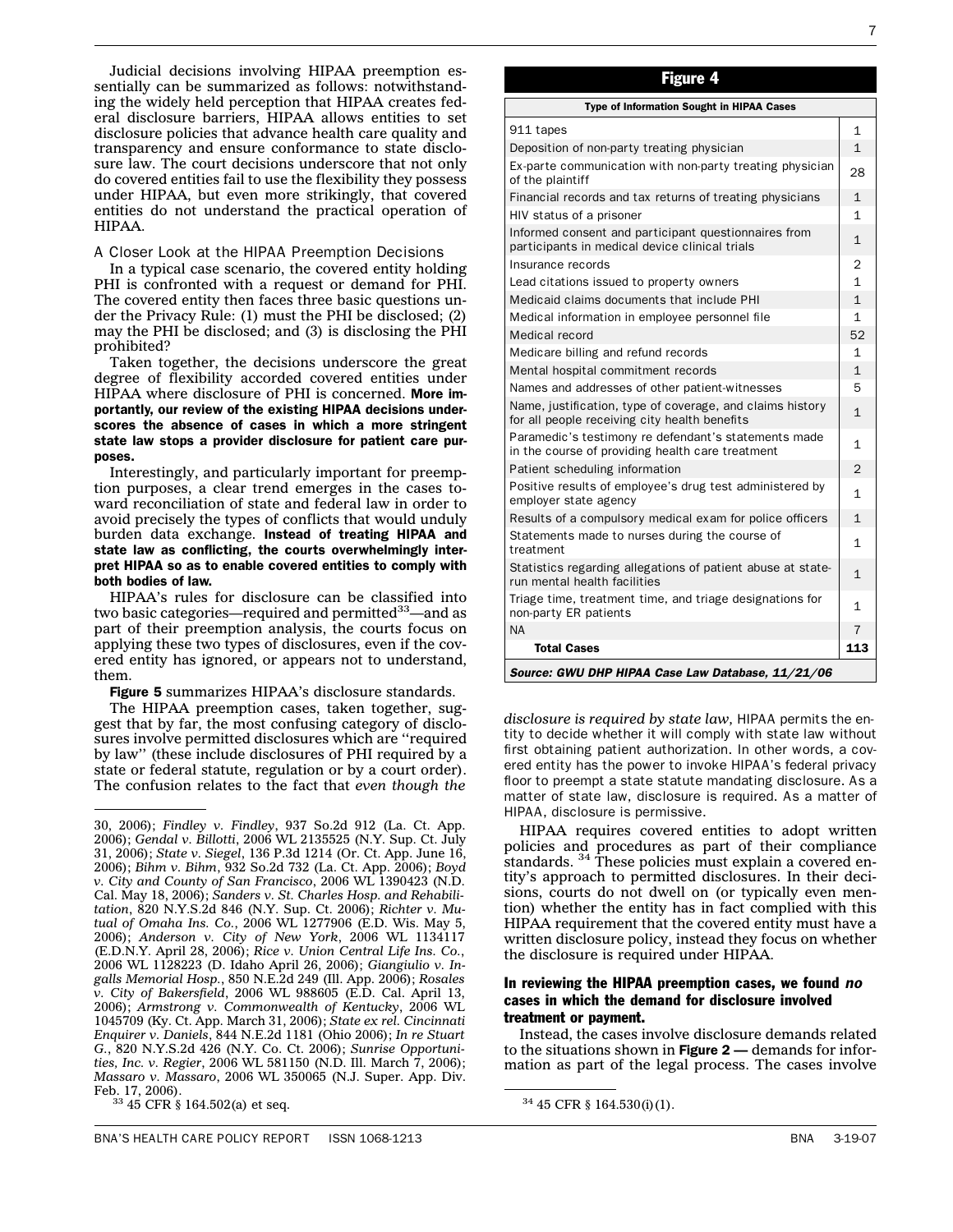Judicial decisions involving HIPAA preemption essentially can be summarized as follows: notwithstanding the widely held perception that HIPAA creates federal disclosure barriers, HIPAA allows entities to set disclosure policies that advance health care quality and transparency and ensure conformance to state disclosure law. The court decisions underscore that not only do covered entities fail to use the flexibility they possess under HIPAA, but even more strikingly, that covered entities do not understand the practical operation of HIPAA.

### A Closer Look at the HIPAA Preemption Decisions

In a typical case scenario, the covered entity holding PHI is confronted with a request or demand for PHI. The covered entity then faces three basic questions under the Privacy Rule: (1) must the PHI be disclosed; (2) may the PHI be disclosed; and (3) is disclosing the PHI prohibited?

Taken together, the decisions underscore the great degree of flexibility accorded covered entities under HIPAA where disclosure of PHI is concerned. **More importantly, our review of the existing HIPAA decisions underscores the absence of cases in which a more stringent state law stops a provider disclosure for patient care purposes.**

Interestingly, and particularly important for preemption purposes, a clear trend emerges in the cases toward reconciliation of state and federal law in order to avoid precisely the types of conflicts that would unduly burden data exchange. **Instead of treating HIPAA and state law as conflicting, the courts overwhelmingly interpret HIPAA so as to enable covered entities to comply with both bodies of law.**

HIPAA's rules for disclosure can be classified into two basic categories—required and permitted[33]—and as part of their preemption analysis, the courts focus on applying these two types of disclosures, even if the covered entity has ignored, or appears not to understand, them.

**Figure 5** summarizes HIPAA's disclosure standards.

The HIPAA preemption cases, taken together, suggest that by far, the most confusing category of disclosures involve permitted disclosures which are ''required by law'' (these include disclosures of PHI required by a state or federal statute, regulation or by a court order). The confusion relates to the fact that *even though the disclosure is required by state law*, HIPAA permits the entity to decide whether it will comply with state law without first obtaining patient authorization. In other words, a covered entity has the power to invoke HIPAA's federal privacy floor to preempt a state statute mandating disclosure. As a matter of state law, disclosure is required. As a matter of HIPAA, disclosure is permissive.

HIPAA requires covered entities to adopt written policies and procedures as part of their compliance standards. [34] These policies must explain a covered entity's approach to permitted disclosures. In their decisions, courts do not dwell on (or typically even mention) whether the entity has in fact complied with this HIPAA requirement that the covered entity must have a written disclosure policy, instead they focus on whether the disclosure is required under HIPAA.

**In reviewing the HIPAA preemption cases, we found *no* cases in which the demand for disclosure involved treatment or payment.**

Instead, the cases involve disclosure demands related to the situations shown in **Figure 2 —** demands for information as part of the legal process. The cases involve

**Figure 4**

| Type of Information Sought in HIPAA Cases | |
|---|---|
| 911 tapes | 1 |
| Deposition of non-party treating physician | 1 |
| Ex-parte communication with non-party treating physician of the plaintiff | 28 |
| Financial records and tax returns of treating physicians | 1 |
| HIV status of a prisoner | 1 |
| Informed consent and participant questionnaires from participants in medical device clinical trials | 1 |
| Insurance records | 2 |
| Lead citations issued to property owners | 1 |
| Medicaid claims documents that include PHI | 1 |
| Medical information in employee personnel file | 1 |
| Medical record | 52 |
| Medicare billing and refund records | 1 |
| Mental hospital commitment records | 1 |
| Names and addresses of other patient-witnesses | 5 |
| Name, justification, type of coverage, and claims history for all people receiving city health benefits | 1 |
| Paramedic's testimony re defendant's statements made in the course of providing health care treatment | 1 |
| Patient scheduling information | 2 |
| Positive results of employee's drug test administered by employer state agency | 1 |
| Results of a compulsory medical exam for police officers | 1 |
| Statements made to nurses during the course of treatment | 1 |
| Statistics regarding allegations of patient abuse at state-run mental health facilities | 1 |
| Triage time, treatment time, and triage designations for non-party ER patients | 1 |
| NA | 7 |
| **Total Cases** | **113** |

***Source: GWU DHP HIPAA Case Law Database, 11/21/06***

---

30, 2006); *Findley v. Findley*, 937 So.2d 912 (La. Ct. App. 2006); *Gendal v. Billotti*, 2006 WL 2135525 (N.Y. Sup. Ct. July 31, 2006); *State v. Siegel*, 136 P.3d 1214 (Or. Ct. App. June 16, 2006); *Bihm v. Bihm*, 932 So.2d 732 (La. Ct. App. 2006); *Boyd v. City and County of San Francisco*, 2006 WL 1390423 (N.D. Cal. May 18, 2006); *Sanders v. St. Charles Hosp. and Rehabilitation*, 820 N.Y.S.2d 846 (N.Y. Sup. Ct. 2006); *Richter v. Mutual of Omaha Ins. Co.*, 2006 WL 1277906 (E.D. Wis. May 5, 2006); *Anderson v. City of New York*, 2006 WL 1134117 (E.D.N.Y. April 28, 2006); *Rice v. Union Central Life Ins. Co.*, 2006 WL 1128223 (D. Idaho April 26, 2006); *Giangiulio v. Ingalls Memorial Hosp.*, 850 N.E.2d 249 (Ill. App. 2006); *Rosales v. City of Bakersfield*, 2006 WL 988605 (E.D. Cal. April 13, 2006); *Armstrong v. Commonwealth of Kentucky*, 2006 WL 1045709 (Ky. Ct. App. March 31, 2006); *State ex rel. Cincinnati Enquirer v. Daniels*, 844 N.E.2d 1181 (Ohio 2006); *In re Stuart G.*, 820 N.Y.S.2d 426 (N.Y. Co. Ct. 2006); *Sunrise Opportunities, Inc. v. Regier*, 2006 WL 581150 (N.D. Ill. March 7, 2006); *Massaro v. Massaro*, 2006 WL 350065 (N.J. Super. App. Div. Feb. 17, 2006).

[33] 45 CFR § 164.502(a) et seq.

[34] 45 CFR § 164.530(i)(1).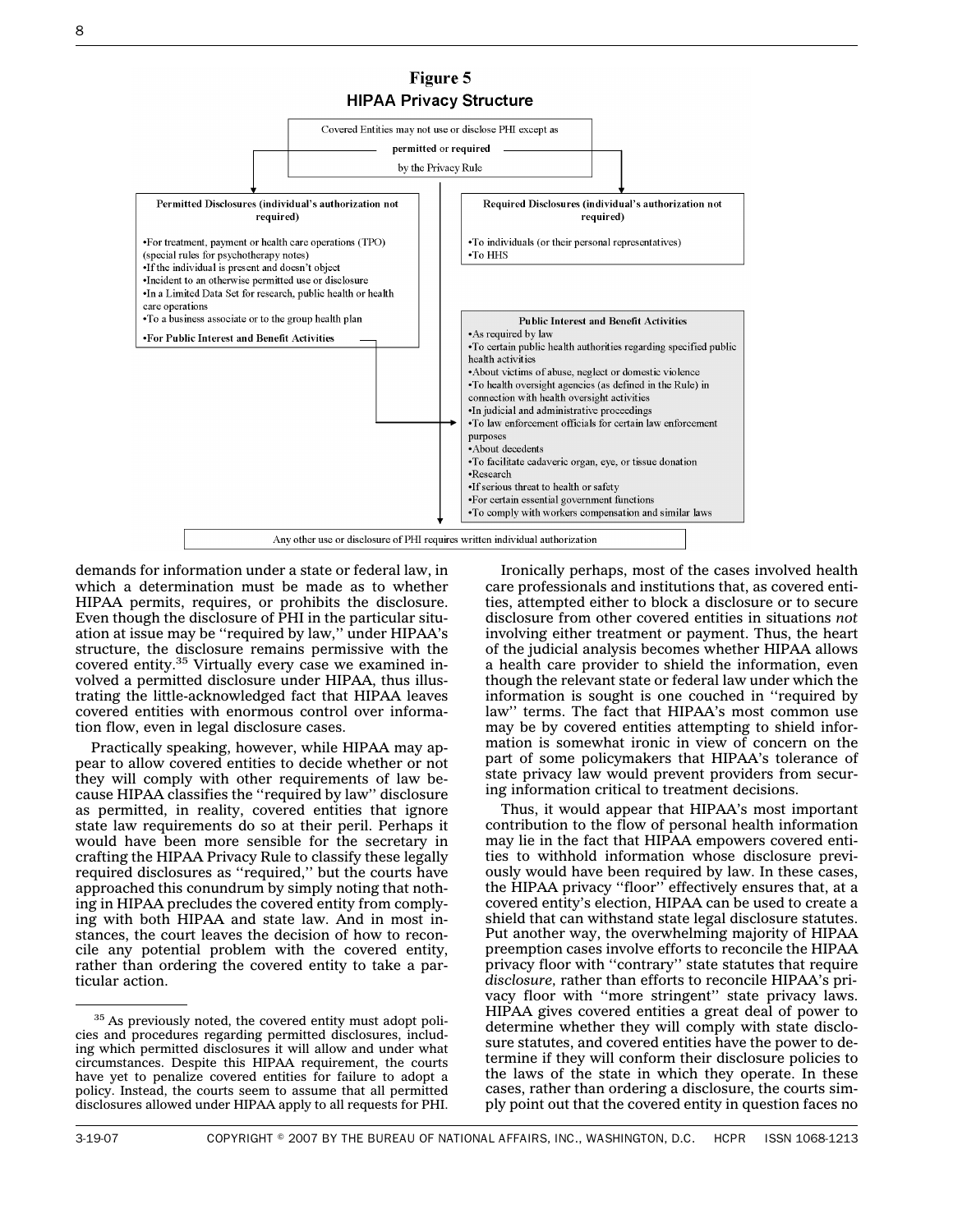**Figure 5**

**HIPAA Privacy Structure**

Covered Entities may not use or disclose PHI except as **permitted** or **required** by the Privacy Rule

**Permitted Disclosures (individual's authorization not required)**

- For treatment, payment or health care operations (TPO) (special rules for psychotherapy notes)
- If the individual is present and doesn't object
- Incident to an otherwise permitted use or disclosure
- In a Limited Data Set for research, public health or health care operations
- To a business associate or to the group health plan
- **For Public Interest and Benefit Activities**

**Required Disclosures (individual's authorization not required)**

- To individuals (or their personal representatives)
- To HHS

**Public Interest and Benefit Activities**

- As required by law
- To certain public health authorities regarding specified public health activities
- About victims of abuse, neglect or domestic violence
- To health oversight agencies (as defined in the Rule) in connection with health oversight activities
- In judicial and administrative proceedings
- To law enforcement officials for certain law enforcement purposes
- About decedents
- To facilitate cadaveric organ, eye, or tissue donation
- Research
- If serious threat to health or safety
- For certain essential government functions
- To comply with workers compensation and similar laws

Any other use or disclosure of PHI requires written individual authorization

demands for information under a state or federal law, in which a determination must be made as to whether HIPAA permits, requires, or prohibits the disclosure. Even though the disclosure of PHI in the particular situation at issue may be ''required by law,'' under HIPAA's structure, the disclosure remains permissive with the covered entity.[35] Virtually every case we examined involved a permitted disclosure under HIPAA, thus illustrating the little-acknowledged fact that HIPAA leaves covered entities with enormous control over information flow, even in legal disclosure cases.

Practically speaking, however, while HIPAA may appear to allow covered entities to decide whether or not they will comply with other requirements of law because HIPAA classifies the ''required by law'' disclosure as permitted, in reality, covered entities that ignore state law requirements do so at their peril. Perhaps it would have been more sensible for the secretary in crafting the HIPAA Privacy Rule to classify these legally required disclosures as ''required,'' but the courts have approached this conundrum by simply noting that nothing in HIPAA precludes the covered entity from complying with both HIPAA and state law. And in most instances, the court leaves the decision of how to reconcile any potential problem with the covered entity, rather than ordering the covered entity to take a particular action.

Ironically perhaps, most of the cases involved health care professionals and institutions that, as covered entities, attempted either to block a disclosure or to secure disclosure from other covered entities in situations *not* involving either treatment or payment. Thus, the heart of the judicial analysis becomes whether HIPAA allows a health care provider to shield the information, even though the relevant state or federal law under which the information is sought is one couched in ''required by law'' terms. The fact that HIPAA's most common use may be by covered entities attempting to shield information is somewhat ironic in view of concern on the part of some policymakers that HIPAA's tolerance of state privacy law would prevent providers from securing information critical to treatment decisions.

Thus, it would appear that HIPAA's most important contribution to the flow of personal health information may lie in the fact that HIPAA empowers covered entities to withhold information whose disclosure previously would have been required by law. In these cases, the HIPAA privacy ''floor'' effectively ensures that, at a covered entity's election, HIPAA can be used to create a shield that can withstand state legal disclosure statutes. Put another way, the overwhelming majority of HIPAA preemption cases involve efforts to reconcile the HIPAA privacy floor with ''contrary'' state statutes that require *disclosure*, rather than efforts to reconcile HIPAA's privacy floor with ''more stringent'' state privacy laws. HIPAA gives covered entities a great deal of power to determine whether they will comply with state disclosure statutes, and covered entities have the power to determine if they will conform their disclosure policies to the laws of the state in which they operate. In these cases, rather than ordering a disclosure, the courts simply point out that the covered entity in question faces no

[35] As previously noted, the covered entity must adopt policies and procedures regarding permitted disclosures, including which permitted disclosures it will allow and under what circumstances. Despite this HIPAA requirement, the courts have yet to penalize covered entities for failure to adopt a policy. Instead, the courts seem to assume that all permitted disclosures allowed under HIPAA apply to all requests for PHI.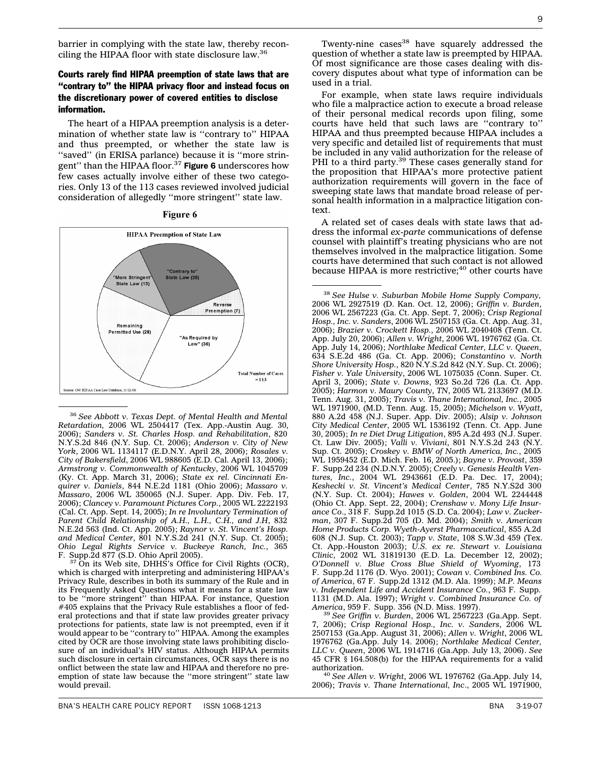barrier in complying with the state law, thereby reconciling the HIPAA floor with state disclosure law.[36]

### Courts rarely find HIPAA preemption of state laws that are "contrary to" the HIPAA privacy floor and instead focus on the discretionary power of covered entities to disclose information.

The heart of a HIPAA preemption analysis is a determination of whether state law is ''contrary to'' HIPAA and thus preempted, or whether the state law is ''saved'' (in ERISA parlance) because it is ''more stringent'' than the HIPAA floor.[37] **Figure 6** underscores how few cases actually involve either of these two categories. Only 13 of the 113 cases reviewed involved judicial consideration of allegedly ''more stringent'' state law.

**Figure 6**

HIPAA Preemption of State Law

"Contrary to" State Law (29)

"More Stringent" State Law (13)

Reverse Preemption (7)

Remaining Permitted Use (28)

"As Required by Law" (36)

Total Number of Cases = 113

Source: GW HIPAA Case Law Database, 11/21/06

Twenty-nine cases[38] have squarely addressed the question of whether a state law is preempted by HIPAA. Of most significance are those cases dealing with discovery disputes about what type of information can be used in a trial.

For example, when state laws require individuals who file a malpractice action to execute a broad release of their personal medical records upon filing, some courts have held that such laws are ''contrary to'' HIPAA and thus preempted because HIPAA includes a very specific and detailed list of requirements that must be included in any valid authorization for the release of PHI to a third party.[39] These cases generally stand for the proposition that HIPAA's more protective patient authorization requirements will govern in the face of sweeping state laws that mandate broad release of personal health information in a malpractice litigation context.

A related set of cases deals with state laws that address the informal *ex-parte* communications of defense counsel with plaintiff's treating physicians who are not themselves involved in the malpractice litigation. Some courts have determined that such contact is not allowed because HIPAA is more restrictive;[40] other courts have

---

[36] *See Abbott v. Texas Dept. of Mental Health and Mental Retardation*, 2006 WL 2504417 (Tex. App.-Austin Aug. 30, 2006); *Sanders v. St. Charles Hosp. and Rehabilitation*, 820 N.Y.S.2d 846 (N.Y. Sup. Ct. 2006); *Anderson v. City of New York*, 2006 WL 1134117 (E.D.N.Y. April 28, 2006); *Rosales v. City of Bakersfield*, 2006 WL 988605 (E.D. Cal. April 13, 2006); *Armstrong v. Commonwealth of Kentucky*, 2006 WL 1045709 (Ky. Ct. App. March 31, 2006); *State ex rel. Cincinnati Enquirer v. Daniels*, 844 N.E.2d 1181 (Ohio 2006); *Massaro v. Massaro*, 2006 WL 350065 (N.J. Super. App. Div. Feb. 17, 2006); *Clancey v. Paramount Pictures Corp.*, 2005 WL 2222193 (Cal. Ct. App. Sept. 14, 2005); *In re Involuntary Termination of Parent Child Relationship of A.H., L.H., C.H., and J.H*, 832 N.E.2d 563 (Ind. Ct. App. 2005); *Raynor v. St. Vincent's Hosp. and Medical Center*, 801 N.Y.S.2d 241 (N.Y. Sup. Ct. 2005); *Ohio Legal Rights Service v. Buckeye Ranch, Inc.*, 365 F. Supp.2d 877 (S.D. Ohio April 2005).

[37] On its Web site, DHHS's Office for Civil Rights (OCR), which is charged with interpreting and administering HIPAA's Privacy Rule, describes in both its summary of the Rule and in its Frequently Asked Questions what it means for a state law to be ''more stringent'' than HIPAA. For instance, Question #405 explains that the Privacy Rule establishes a floor of federal protections and that if state law provides greater privacy protections for patients, state law is not preempted, even if it would appear to be ''contrary to'' HIPAA. Among the examples cited by OCR are those involving state laws prohibiting disclosure of an individual's HIV status. Although HIPAA permits such disclosure in certain circumstances, OCR says there is no onflict between the state law and HIPAA and therefore no preemption of state law because the ''more stringent'' state law would prevail.

[38] *See Hulse v. Suburban Mobile Home Supply Company*, 2006 WL 2927519 (D. Kan. Oct. 12, 2006); *Griffin v. Burden*, 2006 WL 2567223 (Ga. Ct. App. Sept. 7, 2006); *Crisp Regional Hosp., Inc. v. Sanders*, 2006 WL 2507153 (Ga. Ct. App. Aug. 31, 2006); *Brazier v. Crockett Hosp.*, 2006 WL 2040408 (Tenn. Ct. App. July 20, 2006); *Allen v. Wright*, 2006 WL 1976762 (Ga. Ct. App. July 14, 2006); *Northlake Medical Center, LLC v. Queen*, 634 S.E.2d 486 (Ga. Ct. App. 2006); *Constantino v. North Shore University Hosp.*, 820 N.Y.S.2d 842 (N.Y. Sup. Ct. 2006); *Fisher v. Yale University*, 2006 WL 1075035 (Conn. Super. Ct. April 3, 2006); *State v. Downs*, 923 So.2d 726 (La. Ct. App. 2005); *Harmon v. Maury County, TN*, 2005 WL 2133697 (M.D. Tenn. Aug. 31, 2005); *Travis v. Thane International, Inc.*, 2005 WL 1971900, (M.D. Tenn. Aug. 15, 2005); *Michelson v. Wyatt*, 880 A.2d 458 (N.J. Super. App. Div. 2005); *Alsip v. Johnson City Medical Center*, 2005 WL 1536192 (Tenn. Ct. App. June 30, 2005); *In re Diet Drug Litigation*, 895 A.2d 493 (N.J. Super. Ct. Law Div. 2005); *Valli v. Viviani*, 801 N.Y.S.2d 243 (N.Y. Sup. Ct. 2005); *Croskey v. BMW of North America, Inc.*, 2005 WL 1959452 (E.D. Mich. Feb. 16, 2005.); *Bayne v. Provost*, 359 F. Supp.2d 234 (N.D.N.Y. 2005); *Creely v. Genesis Health Ventures, Inc.*, 2004 WL 2943661 (E.D. Pa. Dec. 17, 2004); *Keshecki v. St. Vincent's Medical Center*, 785 N.Y.S2d 300 (N.Y. Sup. Ct. 2004); *Hawes v. Golden*, 2004 WL 2244448 (Ohio Ct. App. Sept. 22, 2004); *Crenshaw v. Mony Life Insurance Co.*, 318 F. Supp.2d 1015 (S.D. Ca. 2004); *Law v. Zuckerman*, 307 F. Supp.2d 705 (D. Md. 2004); *Smith v. American Home Products Corp. Wyeth-Ayerst Pharmaceutical*, 855 A.2d 608 (N.J. Sup. Ct. 2003); *Tapp v. State*, 108 S.W.3d 459 (Tex. Ct. App.-Houston 2003); *U.S. ex re. Stewart v. Louisiana Clinic*, 2002 WL 31819130 (E.D. La. December 12, 2002); *O'Donnell v. Blue Cross Blue Shield of Wyoming*, 173 F. Supp.2d 1176 (D. Wyo. 2001); *Cowan v. Combined Ins. Co. of America*, 67 F. Supp.2d 1312 (M.D. Ala. 1999); *M.P. Means v. Independent Life and Accident Insurance Co.*, 963 F. Supp. 1131 (M.D. Ala. 1997); *Wright v. Combined Insurance Co. of America*, 959 F. Supp. 356 (N.D. Miss. 1997).

[39] *See Griffin v. Burden*, 2006 WL 2567223 (Ga.App. Sept. 7, 2006); *Crisp Regional Hosp., Inc. v. Sanders*, 2006 WL 2507153 (Ga.App. August 31, 2006); *Allen v. Wright*, 2006 WL 1976762 (Ga.App. July 14. 2006); *Northlake Medical Center, LLC v. Queen*, 2006 WL 1914716 (Ga.App. July 13, 2006). *See* 45 CFR § 164.508(b) for the HIPAA requirements for a valid authorization.

[40] *See Allen v. Wright*, 2006 WL 1976762 (Ga.App. July 14, 2006); *Travis v. Thane International, Inc.*, 2005 WL 1971900,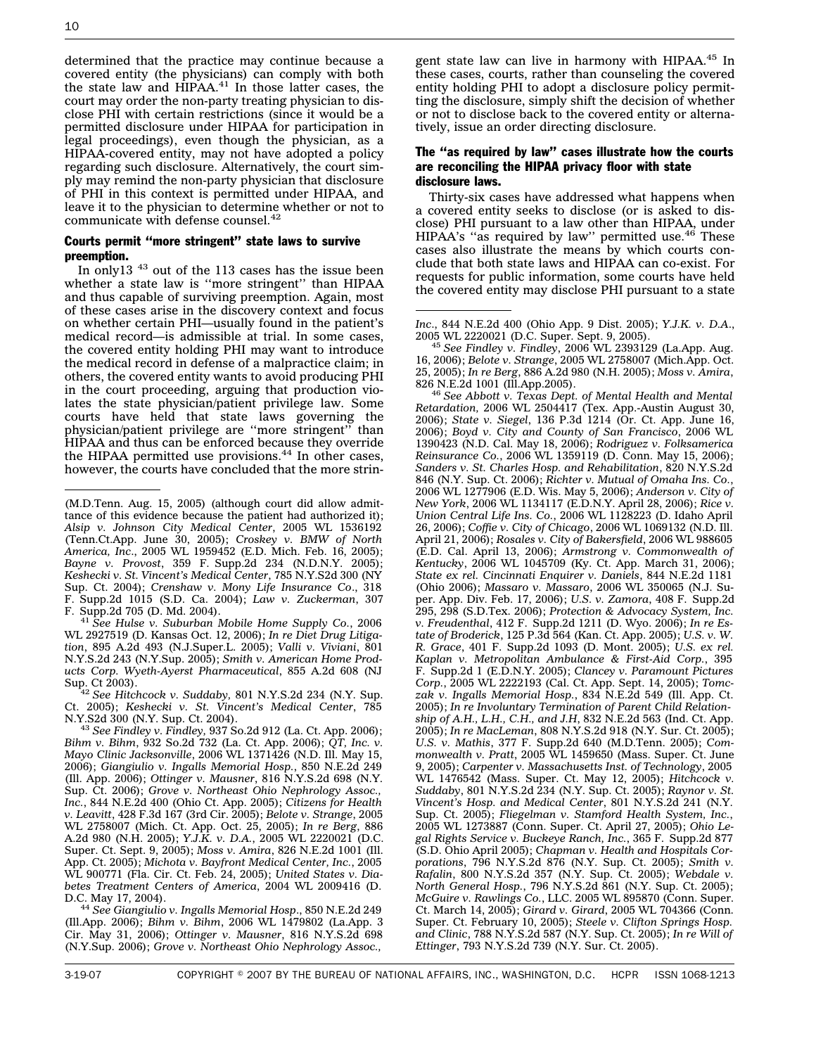determined that the practice may continue because a covered entity (the physicians) can comply with both the state law and HIPAA.[41] In those latter cases, the court may order the non-party treating physician to disclose PHI with certain restrictions (since it would be a permitted disclosure under HIPAA for participation in legal proceedings), even though the physician, as a HIPAA-covered entity, may not have adopted a policy regarding such disclosure. Alternatively, the court simply may remind the non-party physician that disclosure of PHI in this context is permitted under HIPAA, and leave it to the physician to determine whether or not to communicate with defense counsel.[42]

### Courts permit ''more stringent'' state laws to survive preemption.

In only13 [43] out of the 113 cases has the issue been whether a state law is ''more stringent'' than HIPAA and thus capable of surviving preemption. Again, most of these cases arise in the discovery context and focus on whether certain PHI—usually found in the patient's medical record—is admissible at trial. In some cases, the covered entity holding PHI may want to introduce the medical record in defense of a malpractice claim; in others, the covered entity wants to avoid producing PHI in the court proceeding, arguing that production violates the state physician/patient privilege law. Some courts have held that state laws governing the physician/patient privilege are ''more stringent'' than HIPAA and thus can be enforced because they override the HIPAA permitted use provisions.[44] In other cases, however, the courts have concluded that the more stringent state law can live in harmony with HIPAA.[45] In these cases, courts, rather than counseling the covered entity holding PHI to adopt a disclosure policy permitting the disclosure, simply shift the decision of whether or not to disclose back to the covered entity or alternatively, issue an order directing disclosure.

### The ''as required by law'' cases illustrate how the courts are reconciling the HIPAA privacy floor with state disclosure laws.

Thirty-six cases have addressed what happens when a covered entity seeks to disclose (or is asked to disclose) PHI pursuant to a law other than HIPAA, under HIPAA's ''as required by law'' permitted use.[46] These cases also illustrate the means by which courts conclude that both state laws and HIPAA can co-exist. For requests for public information, some courts have held the covered entity may disclose PHI pursuant to a state

---

(M.D.Tenn. Aug. 15, 2005) (although court did allow admittance of this evidence because the patient had authorized it); *Alsip v. Johnson City Medical Center*, 2005 WL 1536192 (Tenn.Ct.App. June 30, 2005); *Croskey v. BMW of North America, Inc*., 2005 WL 1959452 (E.D. Mich. Feb. 16, 2005); *Bayne v. Provost*, 359 F. Supp.2d 234 (N.D.N.Y. 2005); *Keshecki v. St. Vincent's Medical Center*, 785 N.Y.S2d 300 (NY Sup. Ct. 2004); *Crenshaw v. Mony Life Insurance Co*., 318 F. Supp.2d 1015 (S.D. Ca. 2004); *Law v. Zuckerman*, 307 F. Supp.2d 705 (D. Md. 2004).

[41] *See Hulse v. Suburban Mobile Home Supply Co*., 2006 WL 2927519 (D. Kansas Oct. 12, 2006); *In re Diet Drug Litigation*, 895 A.2d 493 (N.J.Super.L. 2005); *Valli v. Viviani*, 801 N.Y.S.2d 243 (N.Y.Sup. 2005); *Smith v. American Home Products Corp. Wyeth-Ayerst Pharmaceutical*, 855 A.2d 608 (NJ Sup. Ct 2003).

[42] *See Hitchcock v. Suddaby*, 801 N.Y.S.2d 234 (N.Y. Sup. Ct. 2005); *Keshecki v. St. Vincent's Medical Center*, 785 N.Y.S2d 300 (N.Y. Sup. Ct. 2004).

[43] *See Findley v. Findley*, 937 So.2d 912 (La. Ct. App. 2006); *Bihm v. Bihm*, 932 So.2d 732 (La. Ct. App. 2006); *QT, Inc. v. Mayo Clinic Jacksonville*, 2006 WL 1371426 (N.D. Ill. May 15, 2006); *Giangiulio v. Ingalls Memorial Hosp*., 850 N.E.2d 249 (Ill. App. 2006); *Ottinger v. Mausner*, 816 N.Y.S.2d 698 (N.Y. Sup. Ct. 2006); *Grove v. Northeast Ohio Nephrology Assoc., Inc*., 844 N.E.2d 400 (Ohio Ct. App. 2005); *Citizens for Health v. Leavitt*, 428 F.3d 167 (3rd Cir. 2005); *Belote v. Strange*, 2005 WL 2758007 (Mich. Ct. App. Oct. 25, 2005); *In re Berg*, 886 A.2d 980 (N.H. 2005); *Y.J.K. v. D.A*., 2005 WL 2220021 (D.C. Super. Ct. Sept. 9, 2005); *Moss v. Amira*, 826 N.E.2d 1001 (Ill. App. Ct. 2005); *Michota v. Bayfront Medical Center, Inc*., 2005 WL 900771 (Fla. Cir. Ct. Feb. 24, 2005); *United States v. Diabetes Treatment Centers of America*, 2004 WL 2009416 (D. D.C. May 17, 2004).

[44] *See Giangiulio v. Ingalls Memorial Hosp*., 850 N.E.2d 249 (Ill.App. 2006); *Bihm v. Bihm*, 2006 WL 1479802 (La.App. 3 Cir. May 31, 2006); *Ottinger v. Mausner*, 816 N.Y.S.2d 698 (N.Y.Sup. 2006); *Grove v. Northeast Ohio Nephrology Assoc., Inc*., 844 N.E.2d 400 (Ohio App. 9 Dist. 2005); *Y.J.K. v. D.A*., 2005 WL 2220021 (D.C. Super. Sept. 9, 2005).

[45] *See Findley v. Findley*, 2006 WL 2393129 (La.App. Aug. 16, 2006); *Belote v. Strange*, 2005 WL 2758007 (Mich.App. Oct. 25, 2005); *In re Berg*, 886 A.2d 980 (N.H. 2005); *Moss v. Amira*, 826 N.E.2d 1001 (Ill.App.2005).

[46] *See Abbott v. Texas Dept. of Mental Health and Mental Retardation*, 2006 WL 2504417 (Tex. App.-Austin August 30, 2006); *State v. Siegel*, 136 P.3d 1214 (Or. Ct. App. June 16, 2006); *Boyd v. City and County of San Francisco*, 2006 WL 1390423 (N.D. Cal. May 18, 2006); *Rodriguez v. Folksamerica Reinsurance Co*., 2006 WL 1359119 (D. Conn. May 15, 2006); *Sanders v. St. Charles Hosp. and Rehabilitation*, 820 N.Y.S.2d 846 (N.Y. Sup. Ct. 2006); *Richter v. Mutual of Omaha Ins. Co*., 2006 WL 1277906 (E.D. Wis. May 5, 2006); *Anderson v. City of New York*, 2006 WL 1134117 (E.D.N.Y. April 28, 2006); *Rice v. Union Central Life Ins. Co*., 2006 WL 1128223 (D. Idaho April 26, 2006); *Coffie v. City of Chicago*, 2006 WL 1069132 (N.D. Ill. April 21, 2006); *Rosales v. City of Bakersfield*, 2006 WL 988605 (E.D. Cal. April 13, 2006); *Armstrong v. Commonwealth of Kentucky*, 2006 WL 1045709 (Ky. Ct. App. March 31, 2006); *State ex rel. Cincinnati Enquirer v. Daniels*, 844 N.E.2d 1181 (Ohio 2006); *Massaro v. Massaro*, 2006 WL 350065 (N.J. Super. App. Div. Feb. 17, 2006); *U.S. v. Zamora*, 408 F. Supp.2d 295, 298 (S.D.Tex. 2006); *Protection & Advocacy System, Inc. v. Freudenthal*, 412 F. Supp.2d 1211 (D. Wyo. 2006); *In re Estate of Broderick*, 125 P.3d 564 (Kan. Ct. App. 2005); *U.S. v. W. R. Grace*, 401 F. Supp.2d 1093 (D. Mont. 2005); *U.S. ex rel. Kaplan v. Metropolitan Ambulance & First-Aid Corp*., 395 F. Supp.2d 1 (E.D.N.Y. 2005); *Clancey v. Paramount Pictures Corp*., 2005 WL 2222193 (Cal. Ct. App. Sept. 14, 2005); *Tomczak v. Ingalls Memorial Hosp*., 834 N.E.2d 549 (Ill. App. Ct. 2005); *In re Involuntary Termination of Parent Child Relationship of A.H., L.H., C.H., and J.H*, 832 N.E.2d 563 (Ind. Ct. App. 2005); *In re MacLeman*, 808 N.Y.S.2d 918 (N.Y. Sur. Ct. 2005); *U.S. v. Mathis*, 377 F. Supp.2d 640 (M.D.Tenn. 2005); *Commonwealth v. Pratt*, 2005 WL 1459650 (Mass. Super. Ct. June 9, 2005); *Carpenter v. Massachusetts Inst. of Technology*, 2005 WL 1476542 (Mass. Super. Ct. May 12, 2005); *Hitchcock v. Suddaby*, 801 N.Y.S.2d 234 (N.Y. Sup. Ct. 2005); *Raynor v. St. Vincent's Hosp. and Medical Center*, 801 N.Y.S.2d 241 (N.Y. Sup. Ct. 2005); *Fliegelman v. Stamford Health System, Inc*., 2005 WL 1273887 (Conn. Super. Ct. April 27, 2005); *Ohio Legal Rights Service v. Buckeye Ranch, Inc*., 365 F. Supp.2d 877 (S.D. Ohio April 2005); *Chapman v. Health and Hospitals Corporations*, 796 N.Y.S.2d 876 (N.Y. Sup. Ct. 2005); *Smith v. Rafalin*, 800 N.Y.S.2d 357 (N.Y. Sup. Ct. 2005); *Webdale v. North General Hosp*., 796 N.Y.S.2d 861 (N.Y. Sup. Ct. 2005); *McGuire v. Rawlings Co*., LLC. 2005 WL 895870 (Conn. Super. Ct. March 14, 2005); *Girard v. Girard*, 2005 WL 704366 (Conn. Super. Ct. February 10, 2005); *Steele v. Clifton Springs Hosp. and Clinic*, 788 N.Y.S.2d 587 (N.Y. Sup. Ct. 2005); *In re Will of Ettinger*, 793 N.Y.S.2d 739 (N.Y. Sur. Ct. 2005).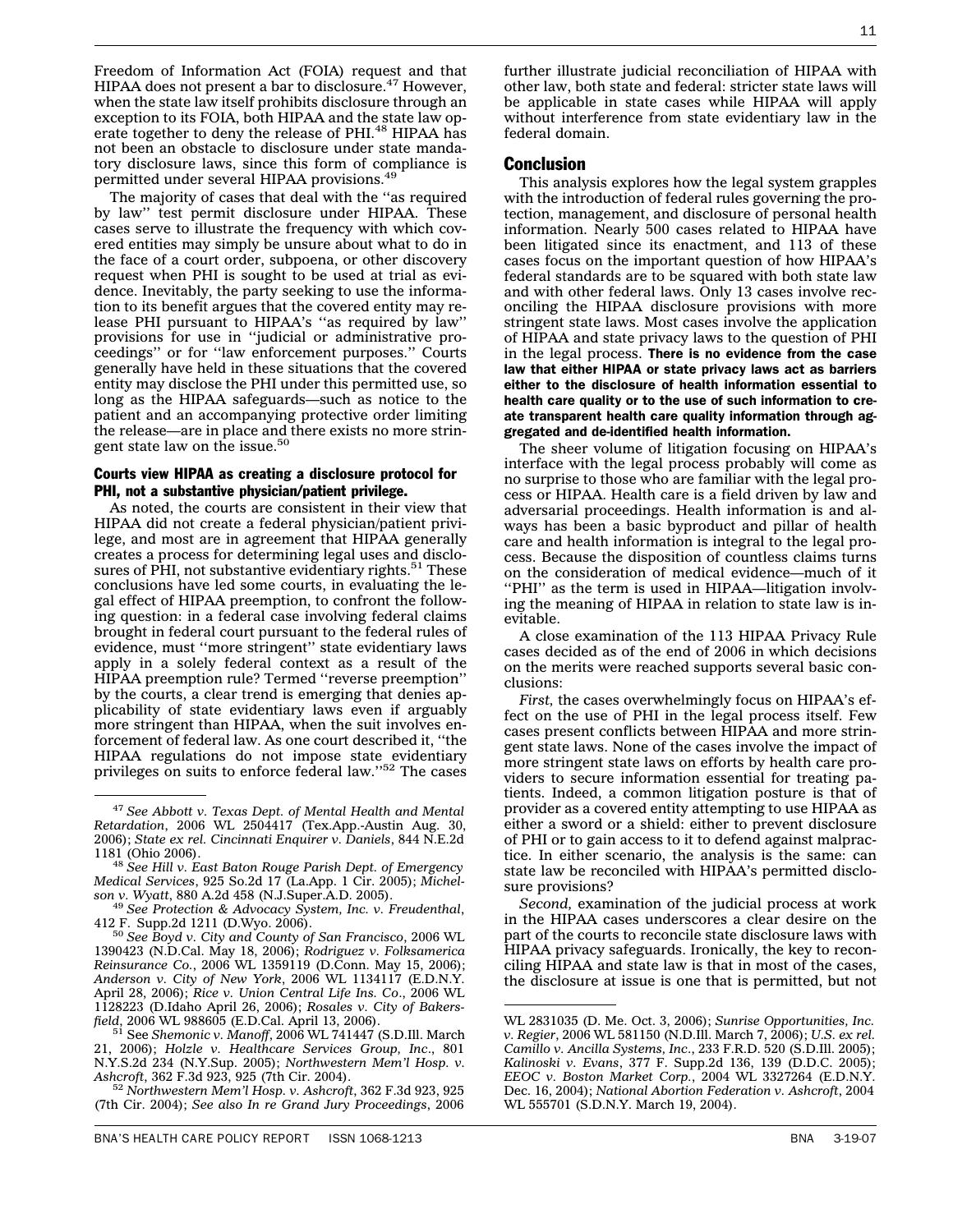Freedom of Information Act (FOIA) request and that HIPAA does not present a bar to disclosure.[47] However, when the state law itself prohibits disclosure through an exception to its FOIA, both HIPAA and the state law operate together to deny the release of PHI.[48] HIPAA has not been an obstacle to disclosure under state mandatory disclosure laws, since this form of compliance is permitted under several HIPAA provisions.[49]

The majority of cases that deal with the ''as required by law'' test permit disclosure under HIPAA. These cases serve to illustrate the frequency with which covered entities may simply be unsure about what to do in the face of a court order, subpoena, or other discovery request when PHI is sought to be used at trial as evidence. Inevitably, the party seeking to use the information to its benefit argues that the covered entity may release PHI pursuant to HIPAA's ''as required by law'' provisions for use in ''judicial or administrative proceedings'' or for ''law enforcement purposes.'' Courts generally have held in these situations that the covered entity may disclose the PHI under this permitted use, so long as the HIPAA safeguards—such as notice to the patient and an accompanying protective order limiting the release—are in place and there exists no more stringent state law on the issue.[50]

### Courts view HIPAA as creating a disclosure protocol for PHI, not a substantive physician/patient privilege.

As noted, the courts are consistent in their view that HIPAA did not create a federal physician/patient privilege, and most are in agreement that HIPAA generally creates a process for determining legal uses and disclosures of PHI, not substantive evidentiary rights.[51] These conclusions have led some courts, in evaluating the legal effect of HIPAA preemption, to confront the following question: in a federal case involving federal claims brought in federal court pursuant to the federal rules of evidence, must ''more stringent'' state evidentiary laws apply in a solely federal context as a result of the HIPAA preemption rule? Termed ''reverse preemption'' by the courts, a clear trend is emerging that denies applicability of state evidentiary laws even if arguably more stringent than HIPAA, when the suit involves enforcement of federal law. As one court described it, ''the HIPAA regulations do not impose state evidentiary privileges on suits to enforce federal law.''[52] The cases further illustrate judicial reconciliation of HIPAA with other law, both state and federal: stricter state laws will be applicable in state cases while HIPAA will apply without interference from state evidentiary law in the federal domain.

## Conclusion

This analysis explores how the legal system grapples with the introduction of federal rules governing the protection, management, and disclosure of personal health information. Nearly 500 cases related to HIPAA have been litigated since its enactment, and 113 of these cases focus on the important question of how HIPAA's federal standards are to be squared with both state law and with other federal laws. Only 13 cases involve reconciling the HIPAA disclosure provisions with more stringent state laws. Most cases involve the application of HIPAA and state privacy laws to the question of PHI in the legal process. **There is no evidence from the case law that either HIPAA or state privacy laws act as barriers either to the disclosure of health information essential to health care quality or to the use of such information to create transparent health care quality information through aggregated and de-identified health information.**

The sheer volume of litigation focusing on HIPAA's interface with the legal process probably will come as no surprise to those who are familiar with the legal process or HIPAA. Health care is a field driven by law and adversarial proceedings. Health information is and always has been a basic byproduct and pillar of health care and health information is integral to the legal process. Because the disposition of countless claims turns on the consideration of medical evidence—much of it ''PHI'' as the term is used in HIPAA—litigation involving the meaning of HIPAA in relation to state law is inevitable.

A close examination of the 113 HIPAA Privacy Rule cases decided as of the end of 2006 in which decisions on the merits were reached supports several basic conclusions:

*First*, the cases overwhelmingly focus on HIPAA's effect on the use of PHI in the legal process itself. Few cases present conflicts between HIPAA and more stringent state laws. None of the cases involve the impact of more stringent state laws on efforts by health care providers to secure information essential for treating patients. Indeed, a common litigation posture is that of provider as a covered entity attempting to use HIPAA as either a sword or a shield: either to prevent disclosure of PHI or to gain access to it to defend against malpractice. In either scenario, the analysis is the same: can state law be reconciled with HIPAA's permitted disclosure provisions?

*Second*, examination of the judicial process at work in the HIPAA cases underscores a clear desire on the part of the courts to reconcile state disclosure laws with HIPAA privacy safeguards. Ironically, the key to reconciling HIPAA and state law is that in most of the cases, the disclosure at issue is one that is permitted, but not

---

[47] *See Abbott v. Texas Dept. of Mental Health and Mental Retardation*, 2006 WL 2504417 (Tex.App.-Austin Aug. 30, 2006); *State ex rel. Cincinnati Enquirer v. Daniels*, 844 N.E.2d 1181 (Ohio 2006).

[48] *See Hill v. East Baton Rouge Parish Dept. of Emergency Medical Services*, 925 So.2d 17 (La.App. 1 Cir. 2005); *Michelson v. Wyatt*, 880 A.2d 458 (N.J.Super.A.D. 2005).

[49] *See Protection & Advocacy System, Inc. v. Freudenthal*, 412 F. Supp.2d 1211 (D.Wyo. 2006).

[50] *See Boyd v. City and County of San Francisco*, 2006 WL 1390423 (N.D.Cal. May 18, 2006); *Rodriguez v. Folksamerica Reinsurance Co.*, 2006 WL 1359119 (D.Conn. May 15, 2006); *Anderson v. City of New York*, 2006 WL 1134117 (E.D.N.Y. April 28, 2006); *Rice v. Union Central Life Ins. Co.*, 2006 WL 1128223 (D.Idaho April 26, 2006); *Rosales v. City of Bakersfield*, 2006 WL 988605 (E.D.Cal. April 13, 2006).

[51] See *Shemonic v. Manoff*, 2006 WL 741447 (S.D.Ill. March 21, 2006); *Holzle v. Healthcare Services Group, Inc.*, 801 N.Y.S.2d 234 (N.Y.Sup. 2005); *Northwestern Mem'l Hosp. v. Ashcroft*, 362 F.3d 923, 925 (7th Cir. 2004).

[52] *Northwestern Mem'l Hosp. v. Ashcroft*, 362 F.3d 923, 925 (7th Cir. 2004); *See also In re Grand Jury Proceedings*, 2006 WL 2831035 (D. Me. Oct. 3, 2006); *Sunrise Opportunities, Inc. v. Regier*, 2006 WL 581150 (N.D.Ill. March 7, 2006); *U.S. ex rel. Camillo v. Ancilla Systems, Inc.*, 233 F.R.D. 520 (S.D.Ill. 2005); *Kalinoski v. Evans*, 377 F. Supp.2d 136, 139 (D.D.C. 2005); *EEOC v. Boston Market Corp.*, 2004 WL 3327264 (E.D.N.Y. Dec. 16, 2004); *National Abortion Federation v. Ashcroft*, 2004 WL 555701 (S.D.N.Y. March 19, 2004).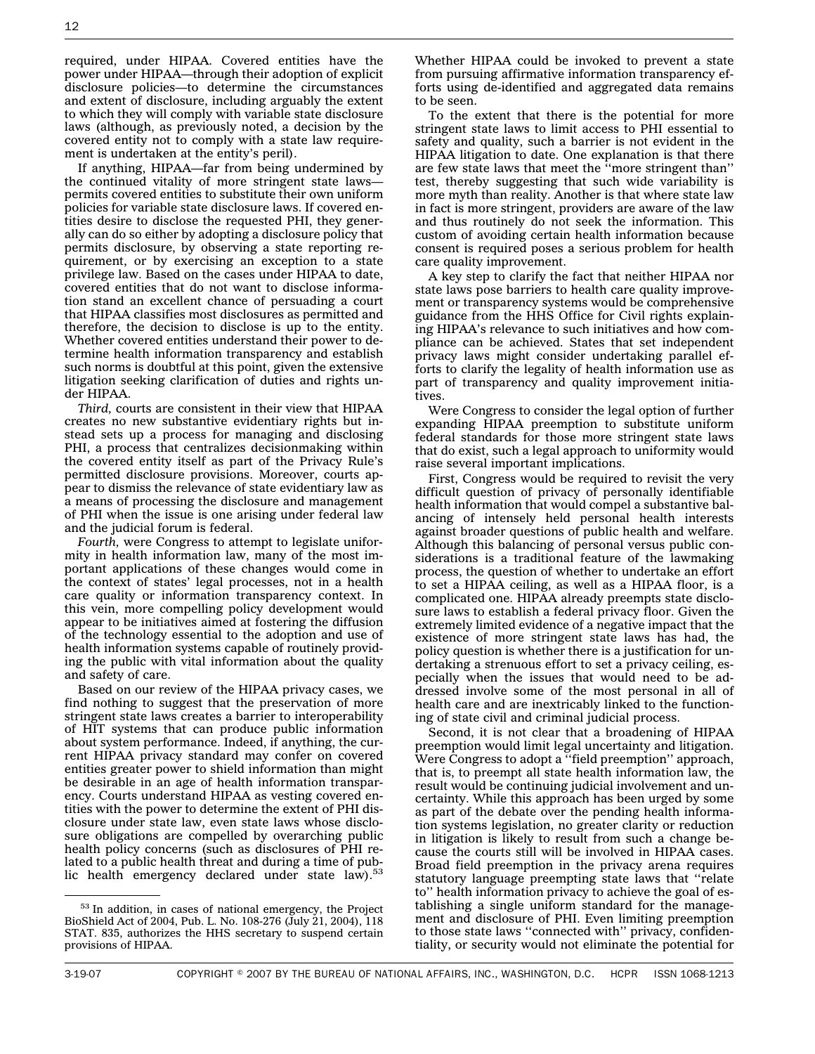required, under HIPAA. Covered entities have the power under HIPAA—through their adoption of explicit disclosure policies—to determine the circumstances and extent of disclosure, including arguably the extent to which they will comply with variable state disclosure laws (although, as previously noted, a decision by the covered entity not to comply with a state law requirement is undertaken at the entity's peril).

If anything, HIPAA—far from being undermined by the continued vitality of more stringent state laws—permits covered entities to substitute their own uniform policies for variable state disclosure laws. If covered entities desire to disclose the requested PHI, they generally can do so either by adopting a disclosure policy that permits disclosure, by observing a state reporting requirement, or by exercising an exception to a state privilege law. Based on the cases under HIPAA to date, covered entities that do not want to disclose information stand an excellent chance of persuading a court that HIPAA classifies most disclosures as permitted and therefore, the decision to disclose is up to the entity. Whether covered entities understand their power to determine health information transparency and establish such norms is doubtful at this point, given the extensive litigation seeking clarification of duties and rights under HIPAA.

*Third*, courts are consistent in their view that HIPAA creates no new substantive evidentiary rights but instead sets up a process for managing and disclosing PHI, a process that centralizes decisionmaking within the covered entity itself as part of the Privacy Rule's permitted disclosure provisions. Moreover, courts appear to dismiss the relevance of state evidentiary law as a means of processing the disclosure and management of PHI when the issue is one arising under federal law and the judicial forum is federal.

*Fourth*, were Congress to attempt to legislate uniformity in health information law, many of the most important applications of these changes would come in the context of states' legal processes, not in a health care quality or information transparency context. In this vein, more compelling policy development would appear to be initiatives aimed at fostering the diffusion of the technology essential to the adoption and use of health information systems capable of routinely providing the public with vital information about the quality and safety of care.

Based on our review of the HIPAA privacy cases, we find nothing to suggest that the preservation of more stringent state laws creates a barrier to interoperability of HIT systems that can produce public information about system performance. Indeed, if anything, the current HIPAA privacy standard may confer on covered entities greater power to shield information than might be desirable in an age of health information transparency. Courts understand HIPAA as vesting covered entities with the power to determine the extent of PHI disclosure under state law, even state laws whose disclosure obligations are compelled by overarching public health policy concerns (such as disclosures of PHI related to a public health threat and during a time of public health emergency declared under state law).[53] Whether HIPAA could be invoked to prevent a state from pursuing affirmative information transparency efforts using de-identified and aggregated data remains to be seen.

To the extent that there is the potential for more stringent state laws to limit access to PHI essential to safety and quality, such a barrier is not evident in the HIPAA litigation to date. One explanation is that there are few state laws that meet the ''more stringent than'' test, thereby suggesting that such wide variability is more myth than reality. Another is that where state law in fact is more stringent, providers are aware of the law and thus routinely do not seek the information. This custom of avoiding certain health information because consent is required poses a serious problem for health care quality improvement.

A key step to clarify the fact that neither HIPAA nor state laws pose barriers to health care quality improvement or transparency systems would be comprehensive guidance from the HHS Office for Civil rights explaining HIPAA's relevance to such initiatives and how compliance can be achieved. States that set independent privacy laws might consider undertaking parallel efforts to clarify the legality of health information use as part of transparency and quality improvement initiatives.

Were Congress to consider the legal option of further expanding HIPAA preemption to substitute uniform federal standards for those more stringent state laws that do exist, such a legal approach to uniformity would raise several important implications.

First, Congress would be required to revisit the very difficult question of privacy of personally identifiable health information that would compel a substantive balancing of intensely held personal health interests against broader questions of public health and welfare. Although this balancing of personal versus public considerations is a traditional feature of the lawmaking process, the question of whether to undertake an effort to set a HIPAA ceiling, as well as a HIPAA floor, is a complicated one. HIPAA already preempts state disclosure laws to establish a federal privacy floor. Given the extremely limited evidence of a negative impact that the existence of more stringent state laws has had, the policy question is whether there is a justification for undertaking a strenuous effort to set a privacy ceiling, especially when the issues that would need to be addressed involve some of the most personal in all of health care and are inextricably linked to the functioning of state civil and criminal judicial process.

Second, it is not clear that a broadening of HIPAA preemption would limit legal uncertainty and litigation. Were Congress to adopt a ''field preemption'' approach, that is, to preempt all state health information law, the result would be continuing judicial involvement and uncertainty. While this approach has been urged by some as part of the debate over the pending health information systems legislation, no greater clarity or reduction in litigation is likely to result from such a change because the courts still will be involved in HIPAA cases. Broad field preemption in the privacy arena requires statutory language preempting state laws that ''relate to'' health information privacy to achieve the goal of establishing a single uniform standard for the management and disclosure of PHI. Even limiting preemption to those state laws ''connected with'' privacy, confidentiality, or security would not eliminate the potential for

[53] In addition, in cases of national emergency, the Project BioShield Act of 2004, Pub. L. No. 108-276 (July 21, 2004), 118 STAT. 835, authorizes the HHS secretary to suspend certain provisions of HIPAA.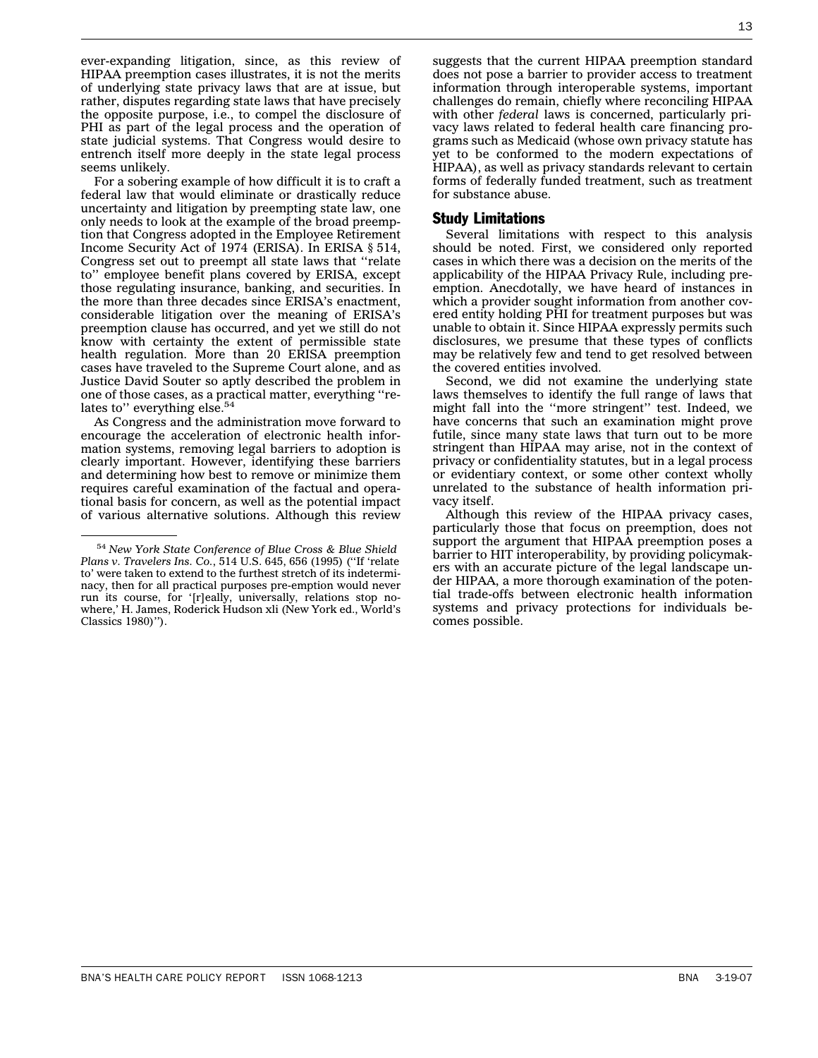ever-expanding litigation, since, as this review of HIPAA preemption cases illustrates, it is not the merits of underlying state privacy laws that are at issue, but rather, disputes regarding state laws that have precisely the opposite purpose, i.e., to compel the disclosure of PHI as part of the legal process and the operation of state judicial systems. That Congress would desire to entrench itself more deeply in the state legal process seems unlikely.

For a sobering example of how difficult it is to craft a federal law that would eliminate or drastically reduce uncertainty and litigation by preempting state law, one only needs to look at the example of the broad preemption that Congress adopted in the Employee Retirement Income Security Act of 1974 (ERISA). In ERISA § 514, Congress set out to preempt all state laws that ''relate to'' employee benefit plans covered by ERISA, except those regulating insurance, banking, and securities. In the more than three decades since ERISA's enactment, considerable litigation over the meaning of ERISA's preemption clause has occurred, and yet we still do not know with certainty the extent of permissible state health regulation. More than 20 ERISA preemption cases have traveled to the Supreme Court alone, and as Justice David Souter so aptly described the problem in one of those cases, as a practical matter, everything ''relates to'' everything else.[54]

As Congress and the administration move forward to encourage the acceleration of electronic health information systems, removing legal barriers to adoption is clearly important. However, identifying these barriers and determining how best to remove or minimize them requires careful examination of the factual and operational basis for concern, as well as the potential impact of various alternative solutions. Although this review suggests that the current HIPAA preemption standard does not pose a barrier to provider access to treatment information through interoperable systems, important challenges do remain, chiefly where reconciling HIPAA with other *federal* laws is concerned, particularly privacy laws related to federal health care financing programs such as Medicaid (whose own privacy statute has yet to be conformed to the modern expectations of HIPAA), as well as privacy standards relevant to certain forms of federally funded treatment, such as treatment for substance abuse.

## Study Limitations

Several limitations with respect to this analysis should be noted. First, we considered only reported cases in which there was a decision on the merits of the applicability of the HIPAA Privacy Rule, including preemption. Anecdotally, we have heard of instances in which a provider sought information from another covered entity holding PHI for treatment purposes but was unable to obtain it. Since HIPAA expressly permits such disclosures, we presume that these types of conflicts may be relatively few and tend to get resolved between the covered entities involved.

Second, we did not examine the underlying state laws themselves to identify the full range of laws that might fall into the ''more stringent'' test. Indeed, we have concerns that such an examination might prove futile, since many state laws that turn out to be more stringent than HIPAA may arise, not in the context of privacy or confidentiality statutes, but in a legal process or evidentiary context, or some other context wholly unrelated to the substance of health information privacy itself.

Although this review of the HIPAA privacy cases, particularly those that focus on preemption, does not support the argument that HIPAA preemption poses a barrier to HIT interoperability, by providing policymakers with an accurate picture of the legal landscape under HIPAA, a more thorough examination of the potential trade-offs between electronic health information systems and privacy protections for individuals becomes possible.

---

[54] *New York State Conference of Blue Cross & Blue Shield Plans v. Travelers Ins. Co.*, 514 U.S. 645, 656 (1995) (''If 'relate to' were taken to extend to the furthest stretch of its indeterminacy, then for all practical purposes pre-emption would never run its course, for '[r]eally, universally, relations stop nowhere,' H. James, Roderick Hudson xli (New York ed., World's Classics 1980)'').